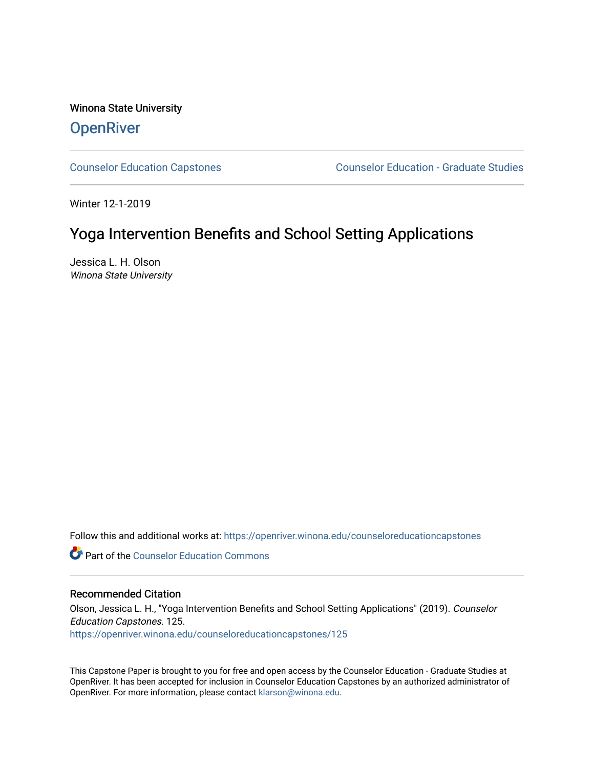Winona State University

# OpenRiver

Counselor Education Capstones | Counselor Education - Graduate Studies

Winter 12-1-2019

# Yoga Intervention Benefits and School Setting Applications

Jessica L. H. Olson
*Winona State University*

Follow this and additional works at: https://openriver.winona.edu/counseloreducationcapstones

Part of the Counselor Education Commons

## Recommended Citation

Olson, Jessica L. H., "Yoga Intervention Benefits and School Setting Applications" (2019). *Counselor Education Capstones*. 125.
https://openriver.winona.edu/counseloreducationcapstones/125

This Capstone Paper is brought to you for free and open access by the Counselor Education - Graduate Studies at OpenRiver. It has been accepted for inclusion in Counselor Education Capstones by an authorized administrator of OpenRiver. For more information, please contact klarson@winona.edu.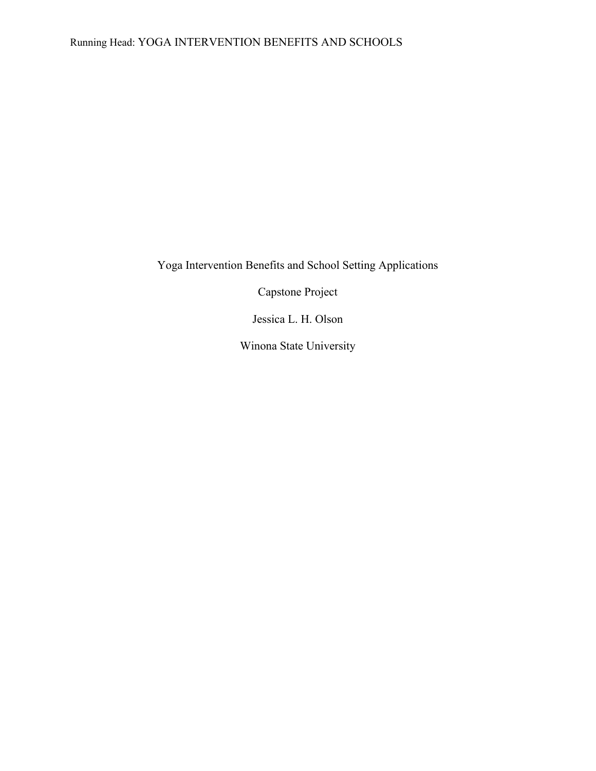Yoga Intervention Benefits and School Setting Applications

Capstone Project

Jessica L. H. Olson

Winona State University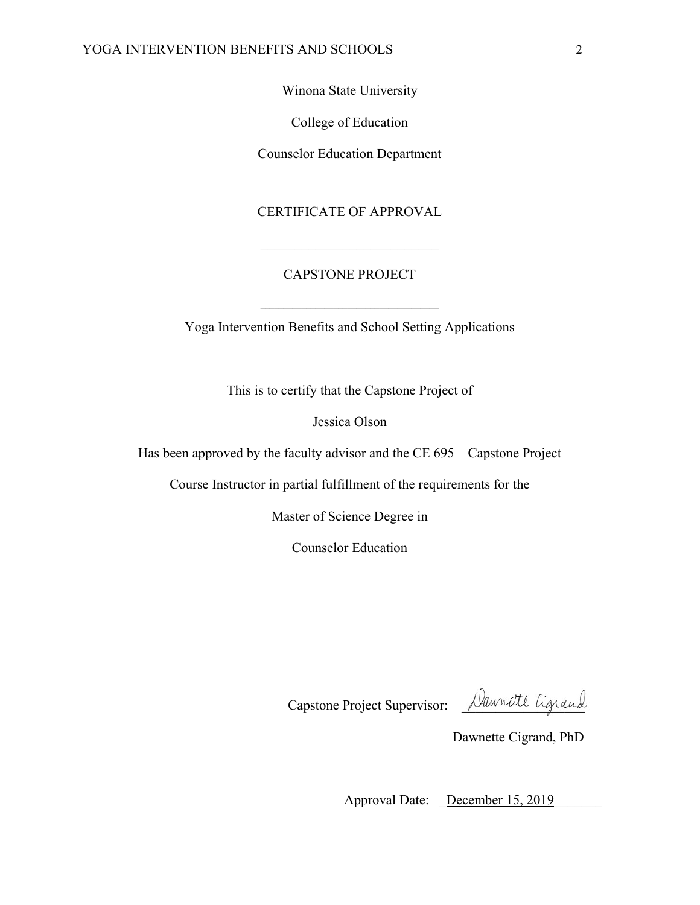Winona State University

College of Education

Counselor Education Department

CERTIFICATE OF APPROVAL

---

CAPSTONE PROJECT

---

Yoga Intervention Benefits and School Setting Applications

This is to certify that the Capstone Project of

Jessica Olson

Has been approved by the faculty advisor and the CE 695 – Capstone Project

Course Instructor in partial fulfillment of the requirements for the

Master of Science Degree in

Counselor Education

Capstone Project Supervisor: Dawnette Cigrand

Dawnette Cigrand, PhD

Approval Date: December 15, 2019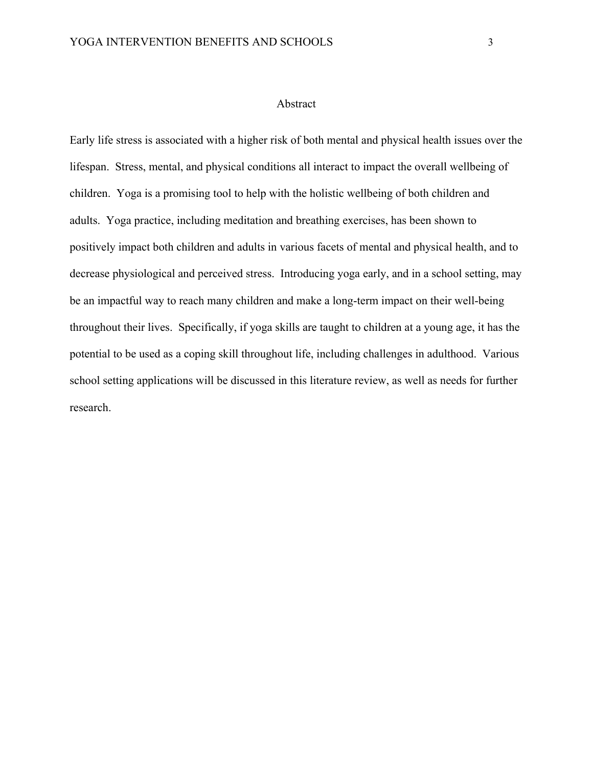# Abstract

Early life stress is associated with a higher risk of both mental and physical health issues over the lifespan. Stress, mental, and physical conditions all interact to impact the overall wellbeing of children. Yoga is a promising tool to help with the holistic wellbeing of both children and adults. Yoga practice, including meditation and breathing exercises, has been shown to positively impact both children and adults in various facets of mental and physical health, and to decrease physiological and perceived stress. Introducing yoga early, and in a school setting, may be an impactful way to reach many children and make a long-term impact on their well-being throughout their lives. Specifically, if yoga skills are taught to children at a young age, it has the potential to be used as a coping skill throughout life, including challenges in adulthood. Various school setting applications will be discussed in this literature review, as well as needs for further research.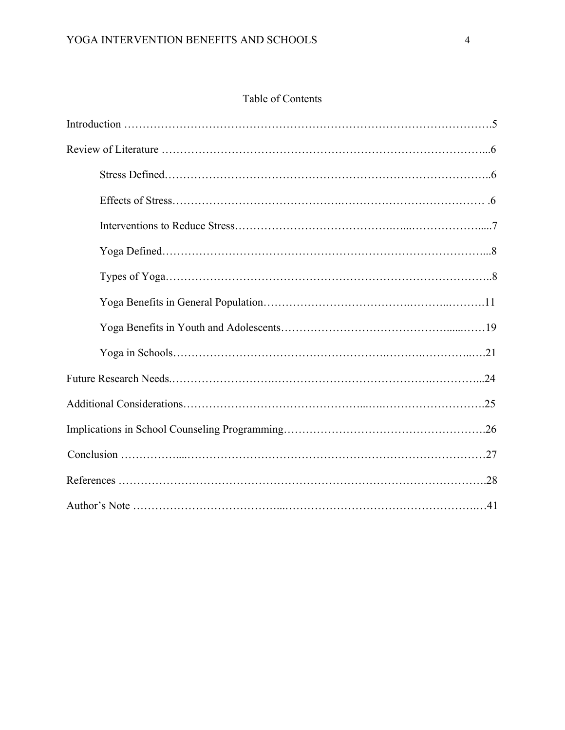# Table of Contents

Introduction ……………………………………………………………………………………….5

Review of Literature ……………………………………………………………………………...6

- Stress Defined……………………………………………………………………………..6
- Effects of Stress…………………………………….…………………………………… .6
- Interventions to Reduce Stress…………………………………….…...……………….....7
- Yoga Defined……………………………………………………………………………...8
- Types of Yoga……………………………………………………………………………..8
- Yoga Benefits in General Population……………………………….………..……….11
- Yoga Benefits in Youth and Adolescents……………………………………......……19
- Yoga in Schools……………………………………………..……….…………..….21

Future Research Needs.……………………….…………………………………….…………...24

Additional Considerations……………………………………...….……………………….25

Implications in School Counseling Programming……………………………………………….26

Conclusion ……………....……………………………………………………………………27

References ……………………………………………………………………………………….28

Author's Note ……………………….……...…………………………………………….…41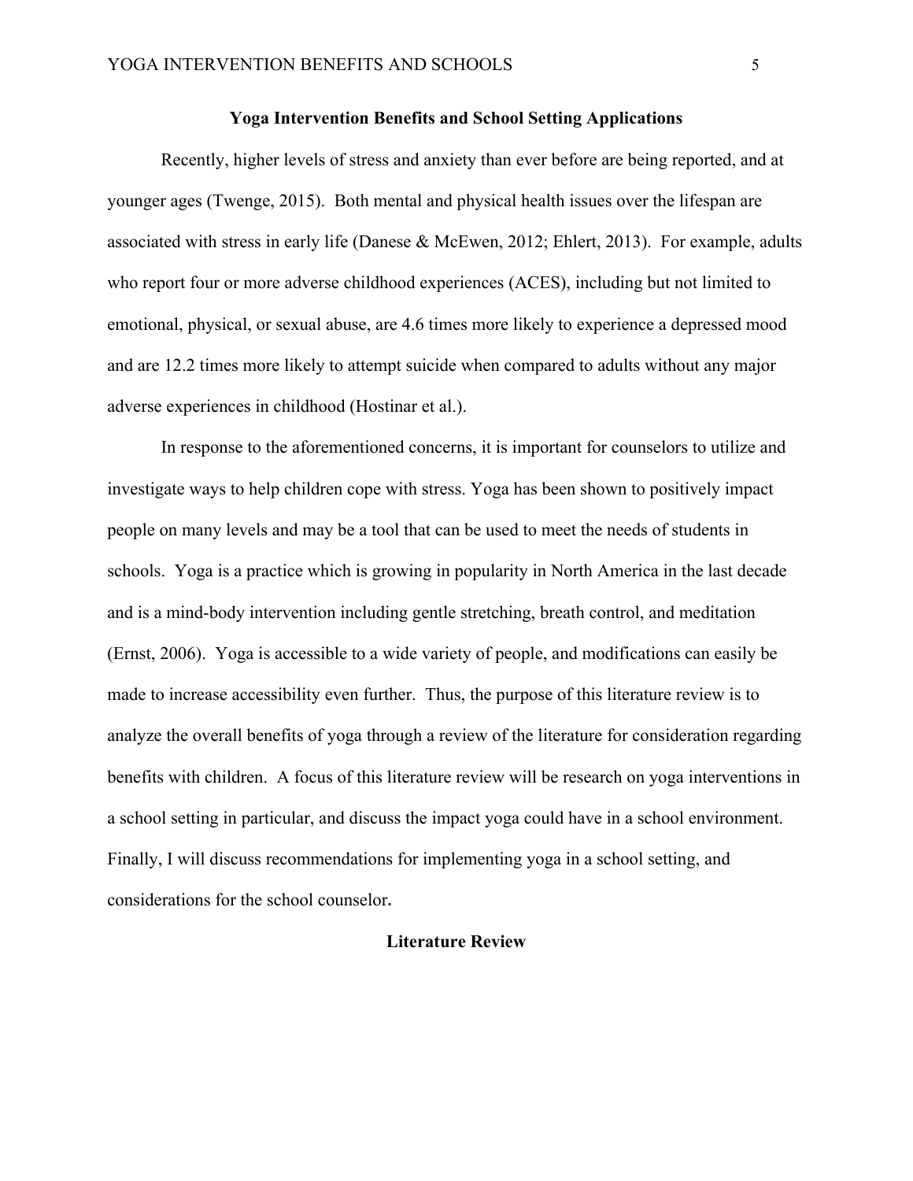## Yoga Intervention Benefits and School Setting Applications

Recently, higher levels of stress and anxiety than ever before are being reported, and at younger ages (Twenge, 2015). Both mental and physical health issues over the lifespan are associated with stress in early life (Danese & McEwen, 2012; Ehlert, 2013). For example, adults who report four or more adverse childhood experiences (ACES), including but not limited to emotional, physical, or sexual abuse, are 4.6 times more likely to experience a depressed mood and are 12.2 times more likely to attempt suicide when compared to adults without any major adverse experiences in childhood (Hostinar et al.).

In response to the aforementioned concerns, it is important for counselors to utilize and investigate ways to help children cope with stress. Yoga has been shown to positively impact people on many levels and may be a tool that can be used to meet the needs of students in schools. Yoga is a practice which is growing in popularity in North America in the last decade and is a mind-body intervention including gentle stretching, breath control, and meditation (Ernst, 2006). Yoga is accessible to a wide variety of people, and modifications can easily be made to increase accessibility even further. Thus, the purpose of this literature review is to analyze the overall benefits of yoga through a review of the literature for consideration regarding benefits with children. A focus of this literature review will be research on yoga interventions in a school setting in particular, and discuss the impact yoga could have in a school environment. Finally, I will discuss recommendations for implementing yoga in a school setting, and considerations for the school counselor.

## Literature Review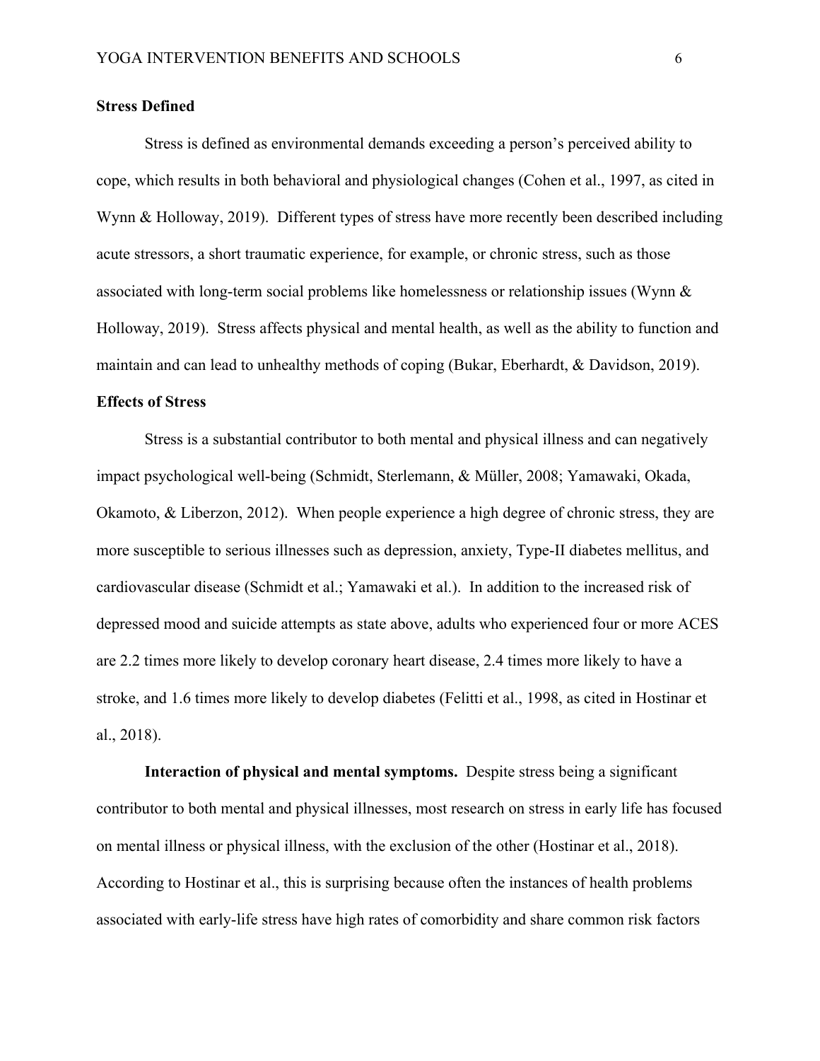**Stress Defined**

Stress is defined as environmental demands exceeding a person's perceived ability to cope, which results in both behavioral and physiological changes (Cohen et al., 1997, as cited in Wynn & Holloway, 2019). Different types of stress have more recently been described including acute stressors, a short traumatic experience, for example, or chronic stress, such as those associated with long-term social problems like homelessness or relationship issues (Wynn & Holloway, 2019). Stress affects physical and mental health, as well as the ability to function and maintain and can lead to unhealthy methods of coping (Bukar, Eberhardt, & Davidson, 2019).

**Effects of Stress**

Stress is a substantial contributor to both mental and physical illness and can negatively impact psychological well-being (Schmidt, Sterlemann, & Müller, 2008; Yamawaki, Okada, Okamoto, & Liberzon, 2012). When people experience a high degree of chronic stress, they are more susceptible to serious illnesses such as depression, anxiety, Type-II diabetes mellitus, and cardiovascular disease (Schmidt et al.; Yamawaki et al.). In addition to the increased risk of depressed mood and suicide attempts as state above, adults who experienced four or more ACES are 2.2 times more likely to develop coronary heart disease, 2.4 times more likely to have a stroke, and 1.6 times more likely to develop diabetes (Felitti et al., 1998, as cited in Hostinar et al., 2018).

**Interaction of physical and mental symptoms.** Despite stress being a significant contributor to both mental and physical illnesses, most research on stress in early life has focused on mental illness or physical illness, with the exclusion of the other (Hostinar et al., 2018). According to Hostinar et al., this is surprising because often the instances of health problems associated with early-life stress have high rates of comorbidity and share common risk factors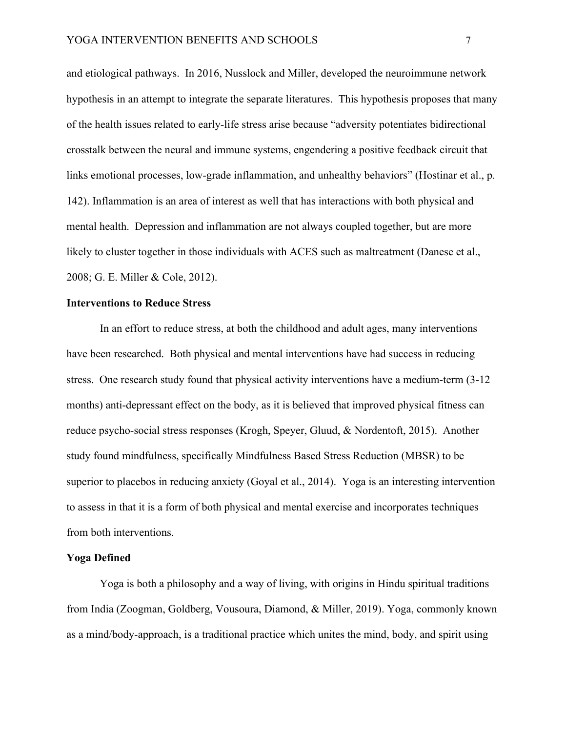and etiological pathways. In 2016, Nusslock and Miller, developed the neuroimmune network hypothesis in an attempt to integrate the separate literatures. This hypothesis proposes that many of the health issues related to early-life stress arise because "adversity potentiates bidirectional crosstalk between the neural and immune systems, engendering a positive feedback circuit that links emotional processes, low-grade inflammation, and unhealthy behaviors" (Hostinar et al., p. 142). Inflammation is an area of interest as well that has interactions with both physical and mental health. Depression and inflammation are not always coupled together, but are more likely to cluster together in those individuals with ACES such as maltreatment (Danese et al., 2008; G. E. Miller & Cole, 2012).

## Interventions to Reduce Stress

In an effort to reduce stress, at both the childhood and adult ages, many interventions have been researched. Both physical and mental interventions have had success in reducing stress. One research study found that physical activity interventions have a medium-term (3-12 months) anti-depressant effect on the body, as it is believed that improved physical fitness can reduce psycho-social stress responses (Krogh, Speyer, Gluud, & Nordentoft, 2015). Another study found mindfulness, specifically Mindfulness Based Stress Reduction (MBSR) to be superior to placebos in reducing anxiety (Goyal et al., 2014). Yoga is an interesting intervention to assess in that it is a form of both physical and mental exercise and incorporates techniques from both interventions.

## Yoga Defined

Yoga is both a philosophy and a way of living, with origins in Hindu spiritual traditions from India (Zoogman, Goldberg, Vousoura, Diamond, & Miller, 2019). Yoga, commonly known as a mind/body-approach, is a traditional practice which unites the mind, body, and spirit using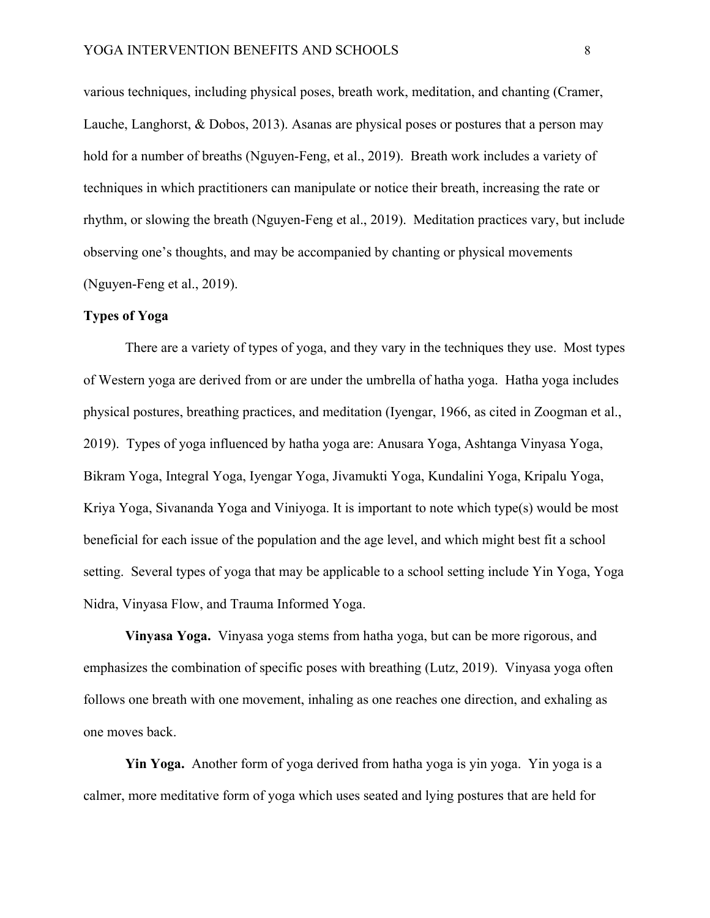various techniques, including physical poses, breath work, meditation, and chanting (Cramer, Lauche, Langhorst, & Dobos, 2013). Asanas are physical poses or postures that a person may hold for a number of breaths (Nguyen-Feng, et al., 2019). Breath work includes a variety of techniques in which practitioners can manipulate or notice their breath, increasing the rate or rhythm, or slowing the breath (Nguyen-Feng et al., 2019). Meditation practices vary, but include observing one's thoughts, and may be accompanied by chanting or physical movements (Nguyen-Feng et al., 2019).

## Types of Yoga

There are a variety of types of yoga, and they vary in the techniques they use. Most types of Western yoga are derived from or are under the umbrella of hatha yoga. Hatha yoga includes physical postures, breathing practices, and meditation (Iyengar, 1966, as cited in Zoogman et al., 2019). Types of yoga influenced by hatha yoga are: Anusara Yoga, Ashtanga Vinyasa Yoga, Bikram Yoga, Integral Yoga, Iyengar Yoga, Jivamukti Yoga, Kundalini Yoga, Kripalu Yoga, Kriya Yoga, Sivananda Yoga and Viniyoga. It is important to note which type(s) would be most beneficial for each issue of the population and the age level, and which might best fit a school setting. Several types of yoga that may be applicable to a school setting include Yin Yoga, Yoga Nidra, Vinyasa Flow, and Trauma Informed Yoga.

**Vinyasa Yoga.** Vinyasa yoga stems from hatha yoga, but can be more rigorous, and emphasizes the combination of specific poses with breathing (Lutz, 2019). Vinyasa yoga often follows one breath with one movement, inhaling as one reaches one direction, and exhaling as one moves back.

**Yin Yoga.** Another form of yoga derived from hatha yoga is yin yoga. Yin yoga is a calmer, more meditative form of yoga which uses seated and lying postures that are held for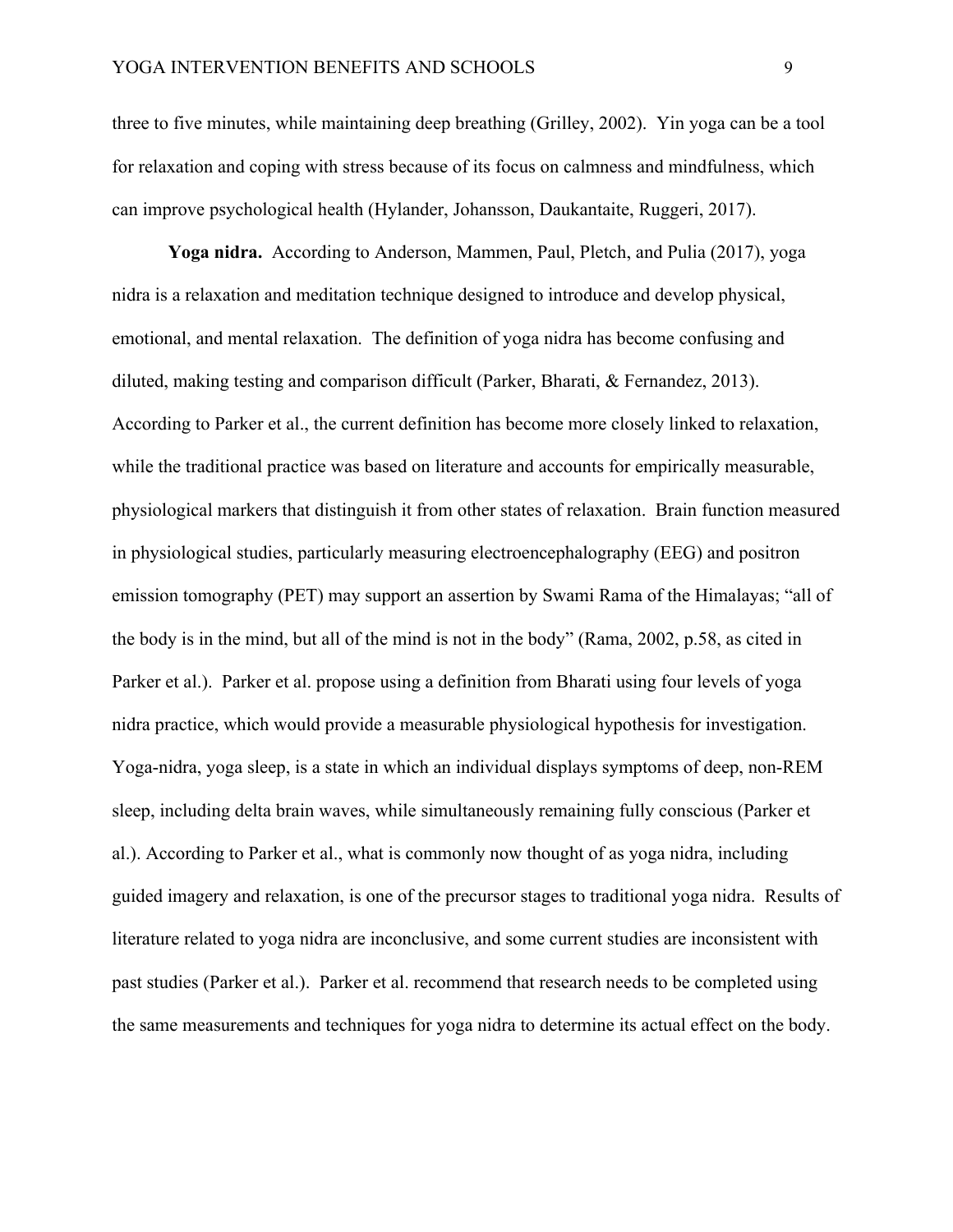three to five minutes, while maintaining deep breathing (Grilley, 2002). Yin yoga can be a tool for relaxation and coping with stress because of its focus on calmness and mindfulness, which can improve psychological health (Hylander, Johansson, Daukantaite, Ruggeri, 2017).

**Yoga nidra.** According to Anderson, Mammen, Paul, Pletch, and Pulia (2017), yoga nidra is a relaxation and meditation technique designed to introduce and develop physical, emotional, and mental relaxation. The definition of yoga nidra has become confusing and diluted, making testing and comparison difficult (Parker, Bharati, & Fernandez, 2013). According to Parker et al., the current definition has become more closely linked to relaxation, while the traditional practice was based on literature and accounts for empirically measurable, physiological markers that distinguish it from other states of relaxation. Brain function measured in physiological studies, particularly measuring electroencephalography (EEG) and positron emission tomography (PET) may support an assertion by Swami Rama of the Himalayas; "all of the body is in the mind, but all of the mind is not in the body" (Rama, 2002, p.58, as cited in Parker et al.). Parker et al. propose using a definition from Bharati using four levels of yoga nidra practice, which would provide a measurable physiological hypothesis for investigation. Yoga-nidra, yoga sleep, is a state in which an individual displays symptoms of deep, non-REM sleep, including delta brain waves, while simultaneously remaining fully conscious (Parker et al.). According to Parker et al., what is commonly now thought of as yoga nidra, including guided imagery and relaxation, is one of the precursor stages to traditional yoga nidra. Results of literature related to yoga nidra are inconclusive, and some current studies are inconsistent with past studies (Parker et al.). Parker et al. recommend that research needs to be completed using the same measurements and techniques for yoga nidra to determine its actual effect on the body.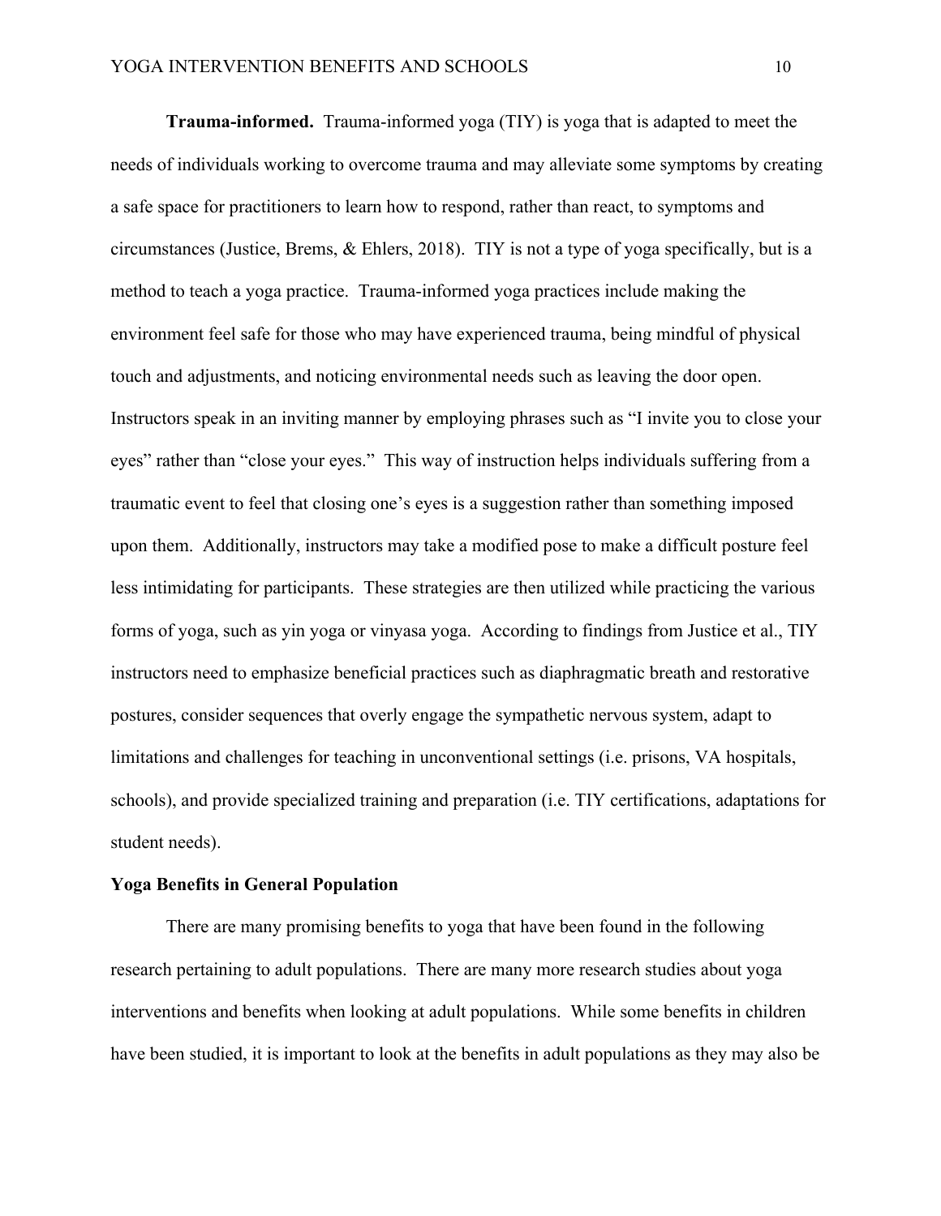**Trauma-informed.** Trauma-informed yoga (TIY) is yoga that is adapted to meet the needs of individuals working to overcome trauma and may alleviate some symptoms by creating a safe space for practitioners to learn how to respond, rather than react, to symptoms and circumstances (Justice, Brems, & Ehlers, 2018). TIY is not a type of yoga specifically, but is a method to teach a yoga practice. Trauma-informed yoga practices include making the environment feel safe for those who may have experienced trauma, being mindful of physical touch and adjustments, and noticing environmental needs such as leaving the door open. Instructors speak in an inviting manner by employing phrases such as "I invite you to close your eyes" rather than "close your eyes." This way of instruction helps individuals suffering from a traumatic event to feel that closing one's eyes is a suggestion rather than something imposed upon them. Additionally, instructors may take a modified pose to make a difficult posture feel less intimidating for participants. These strategies are then utilized while practicing the various forms of yoga, such as yin yoga or vinyasa yoga. According to findings from Justice et al., TIY instructors need to emphasize beneficial practices such as diaphragmatic breath and restorative postures, consider sequences that overly engage the sympathetic nervous system, adapt to limitations and challenges for teaching in unconventional settings (i.e. prisons, VA hospitals, schools), and provide specialized training and preparation (i.e. TIY certifications, adaptations for student needs).

## Yoga Benefits in General Population

There are many promising benefits to yoga that have been found in the following research pertaining to adult populations. There are many more research studies about yoga interventions and benefits when looking at adult populations. While some benefits in children have been studied, it is important to look at the benefits in adult populations as they may also be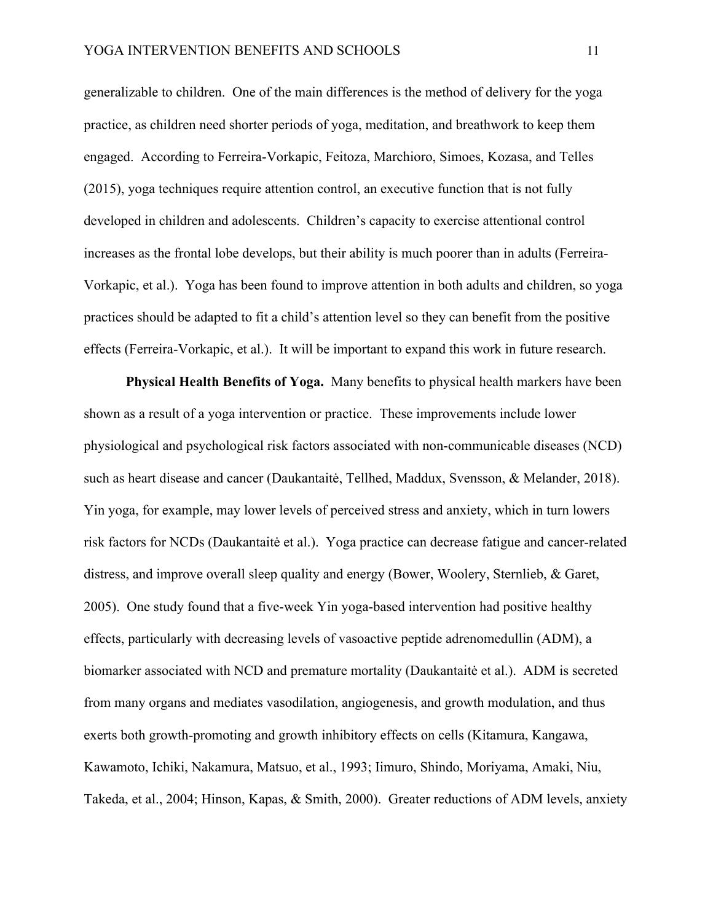generalizable to children. One of the main differences is the method of delivery for the yoga practice, as children need shorter periods of yoga, meditation, and breathwork to keep them engaged. According to Ferreira-Vorkapic, Feitoza, Marchioro, Simoes, Kozasa, and Telles (2015), yoga techniques require attention control, an executive function that is not fully developed in children and adolescents. Children's capacity to exercise attentional control increases as the frontal lobe develops, but their ability is much poorer than in adults (Ferreira-Vorkapic, et al.). Yoga has been found to improve attention in both adults and children, so yoga practices should be adapted to fit a child's attention level so they can benefit from the positive effects (Ferreira-Vorkapic, et al.). It will be important to expand this work in future research.

**Physical Health Benefits of Yoga.** Many benefits to physical health markers have been shown as a result of a yoga intervention or practice. These improvements include lower physiological and psychological risk factors associated with non-communicable diseases (NCD) such as heart disease and cancer (Daukantaitė, Tellhed, Maddux, Svensson, & Melander, 2018). Yin yoga, for example, may lower levels of perceived stress and anxiety, which in turn lowers risk factors for NCDs (Daukantaitė et al.). Yoga practice can decrease fatigue and cancer-related distress, and improve overall sleep quality and energy (Bower, Woolery, Sternlieb, & Garet, 2005). One study found that a five-week Yin yoga-based intervention had positive healthy effects, particularly with decreasing levels of vasoactive peptide adrenomedullin (ADM), a biomarker associated with NCD and premature mortality (Daukantaitė et al.). ADM is secreted from many organs and mediates vasodilation, angiogenesis, and growth modulation, and thus exerts both growth-promoting and growth inhibitory effects on cells (Kitamura, Kangawa, Kawamoto, Ichiki, Nakamura, Matsuo, et al., 1993; Iimuro, Shindo, Moriyama, Amaki, Niu, Takeda, et al., 2004; Hinson, Kapas, & Smith, 2000). Greater reductions of ADM levels, anxiety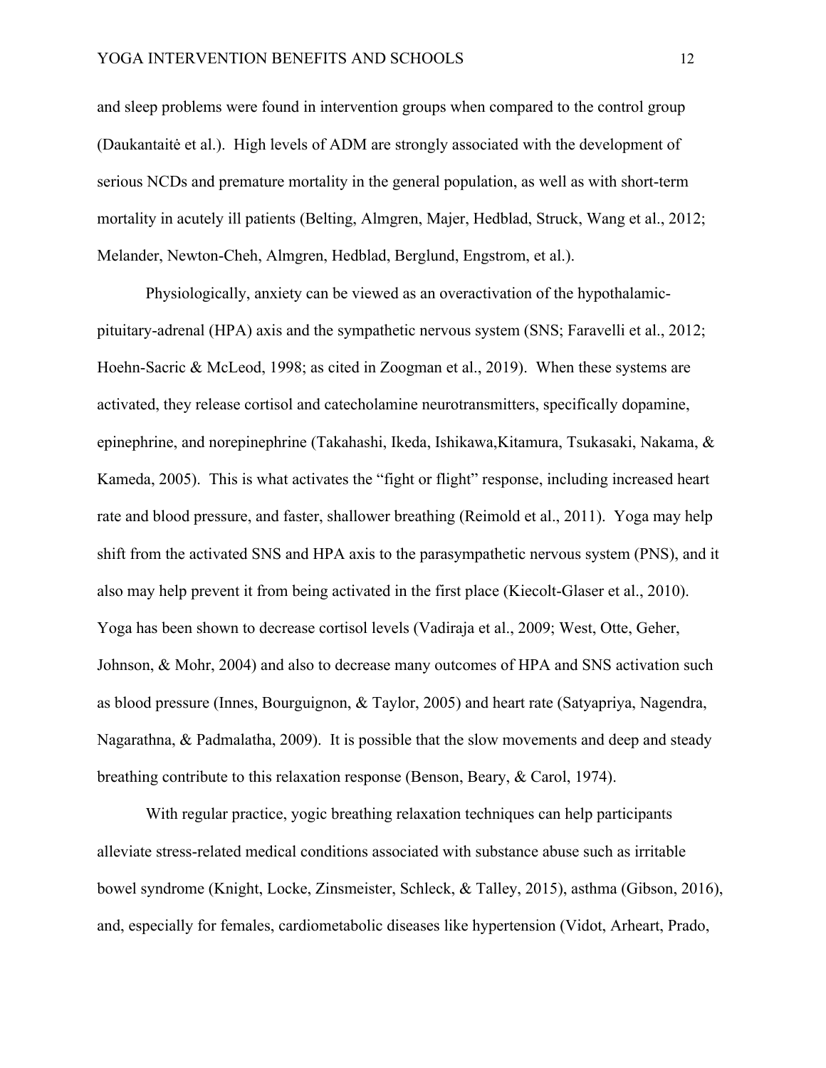and sleep problems were found in intervention groups when compared to the control group (Daukantaitė et al.). High levels of ADM are strongly associated with the development of serious NCDs and premature mortality in the general population, as well as with short-term mortality in acutely ill patients (Belting, Almgren, Majer, Hedblad, Struck, Wang et al., 2012; Melander, Newton-Cheh, Almgren, Hedblad, Berglund, Engstrom, et al.).

Physiologically, anxiety can be viewed as an overactivation of the hypothalamic-pituitary-adrenal (HPA) axis and the sympathetic nervous system (SNS; Faravelli et al., 2012; Hoehn-Sacric & McLeod, 1998; as cited in Zoogman et al., 2019). When these systems are activated, they release cortisol and catecholamine neurotransmitters, specifically dopamine, epinephrine, and norepinephrine (Takahashi, Ikeda, Ishikawa,Kitamura, Tsukasaki, Nakama, & Kameda, 2005). This is what activates the "fight or flight" response, including increased heart rate and blood pressure, and faster, shallower breathing (Reimold et al., 2011). Yoga may help shift from the activated SNS and HPA axis to the parasympathetic nervous system (PNS), and it also may help prevent it from being activated in the first place (Kiecolt-Glaser et al., 2010). Yoga has been shown to decrease cortisol levels (Vadiraja et al., 2009; West, Otte, Geher, Johnson, & Mohr, 2004) and also to decrease many outcomes of HPA and SNS activation such as blood pressure (Innes, Bourguignon, & Taylor, 2005) and heart rate (Satyapriya, Nagendra, Nagarathna, & Padmalatha, 2009). It is possible that the slow movements and deep and steady breathing contribute to this relaxation response (Benson, Beary, & Carol, 1974).

With regular practice, yogic breathing relaxation techniques can help participants alleviate stress-related medical conditions associated with substance abuse such as irritable bowel syndrome (Knight, Locke, Zinsmeister, Schleck, & Talley, 2015), asthma (Gibson, 2016), and, especially for females, cardiometabolic diseases like hypertension (Vidot, Arheart, Prado,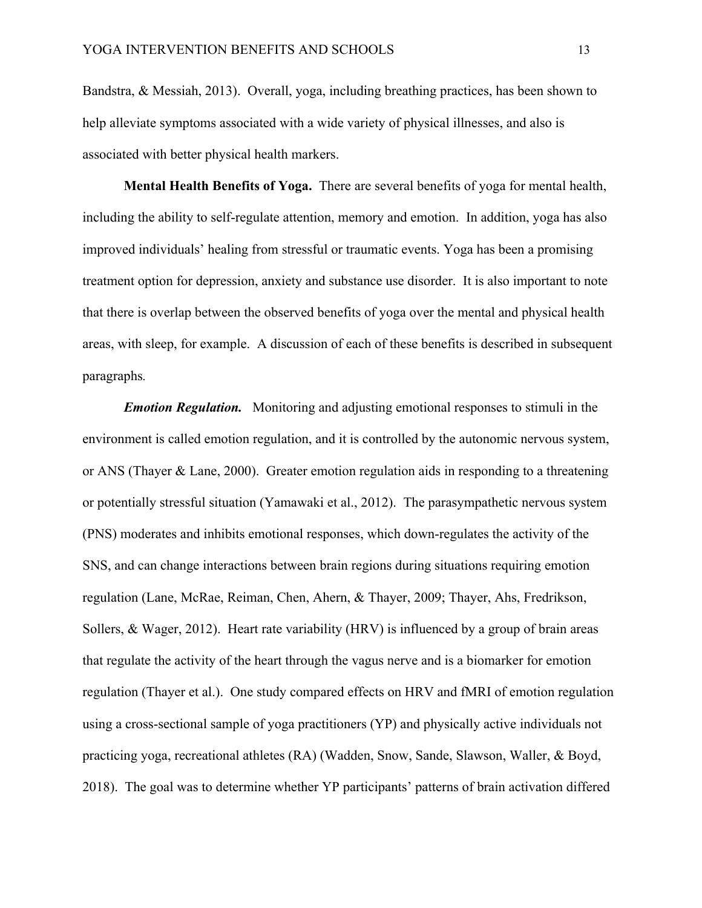Bandstra, & Messiah, 2013). Overall, yoga, including breathing practices, has been shown to help alleviate symptoms associated with a wide variety of physical illnesses, and also is associated with better physical health markers.

**Mental Health Benefits of Yoga.** There are several benefits of yoga for mental health, including the ability to self-regulate attention, memory and emotion. In addition, yoga has also improved individuals' healing from stressful or traumatic events. Yoga has been a promising treatment option for depression, anxiety and substance use disorder. It is also important to note that there is overlap between the observed benefits of yoga over the mental and physical health areas, with sleep, for example. A discussion of each of these benefits is described in subsequent paragraphs.

***Emotion Regulation.*** Monitoring and adjusting emotional responses to stimuli in the environment is called emotion regulation, and it is controlled by the autonomic nervous system, or ANS (Thayer & Lane, 2000). Greater emotion regulation aids in responding to a threatening or potentially stressful situation (Yamawaki et al., 2012). The parasympathetic nervous system (PNS) moderates and inhibits emotional responses, which down-regulates the activity of the SNS, and can change interactions between brain regions during situations requiring emotion regulation (Lane, McRae, Reiman, Chen, Ahern, & Thayer, 2009; Thayer, Ahs, Fredrikson, Sollers, & Wager, 2012). Heart rate variability (HRV) is influenced by a group of brain areas that regulate the activity of the heart through the vagus nerve and is a biomarker for emotion regulation (Thayer et al.). One study compared effects on HRV and fMRI of emotion regulation using a cross-sectional sample of yoga practitioners (YP) and physically active individuals not practicing yoga, recreational athletes (RA) (Wadden, Snow, Sande, Slawson, Waller, & Boyd, 2018). The goal was to determine whether YP participants' patterns of brain activation differed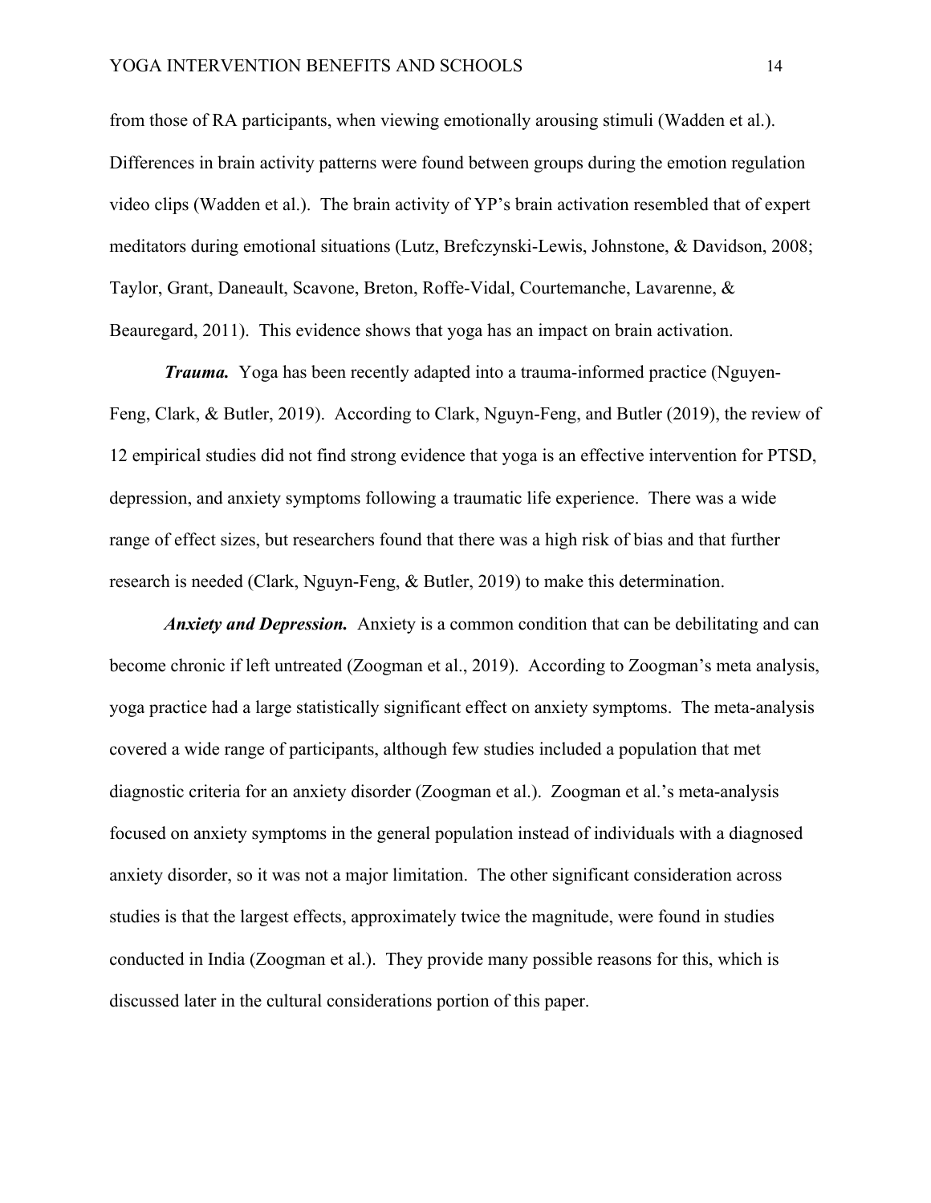from those of RA participants, when viewing emotionally arousing stimuli (Wadden et al.). Differences in brain activity patterns were found between groups during the emotion regulation video clips (Wadden et al.). The brain activity of YP's brain activation resembled that of expert meditators during emotional situations (Lutz, Brefczynski-Lewis, Johnstone, & Davidson, 2008; Taylor, Grant, Daneault, Scavone, Breton, Roffe-Vidal, Courtemanche, Lavarenne, & Beauregard, 2011). This evidence shows that yoga has an impact on brain activation.

***Trauma.*** Yoga has been recently adapted into a trauma-informed practice (Nguyen-Feng, Clark, & Butler, 2019). According to Clark, Nguyn-Feng, and Butler (2019), the review of 12 empirical studies did not find strong evidence that yoga is an effective intervention for PTSD, depression, and anxiety symptoms following a traumatic life experience. There was a wide range of effect sizes, but researchers found that there was a high risk of bias and that further research is needed (Clark, Nguyn-Feng, & Butler, 2019) to make this determination.

***Anxiety and Depression.*** Anxiety is a common condition that can be debilitating and can become chronic if left untreated (Zoogman et al., 2019). According to Zoogman's meta analysis, yoga practice had a large statistically significant effect on anxiety symptoms. The meta-analysis covered a wide range of participants, although few studies included a population that met diagnostic criteria for an anxiety disorder (Zoogman et al.). Zoogman et al.'s meta-analysis focused on anxiety symptoms in the general population instead of individuals with a diagnosed anxiety disorder, so it was not a major limitation. The other significant consideration across studies is that the largest effects, approximately twice the magnitude, were found in studies conducted in India (Zoogman et al.). They provide many possible reasons for this, which is discussed later in the cultural considerations portion of this paper.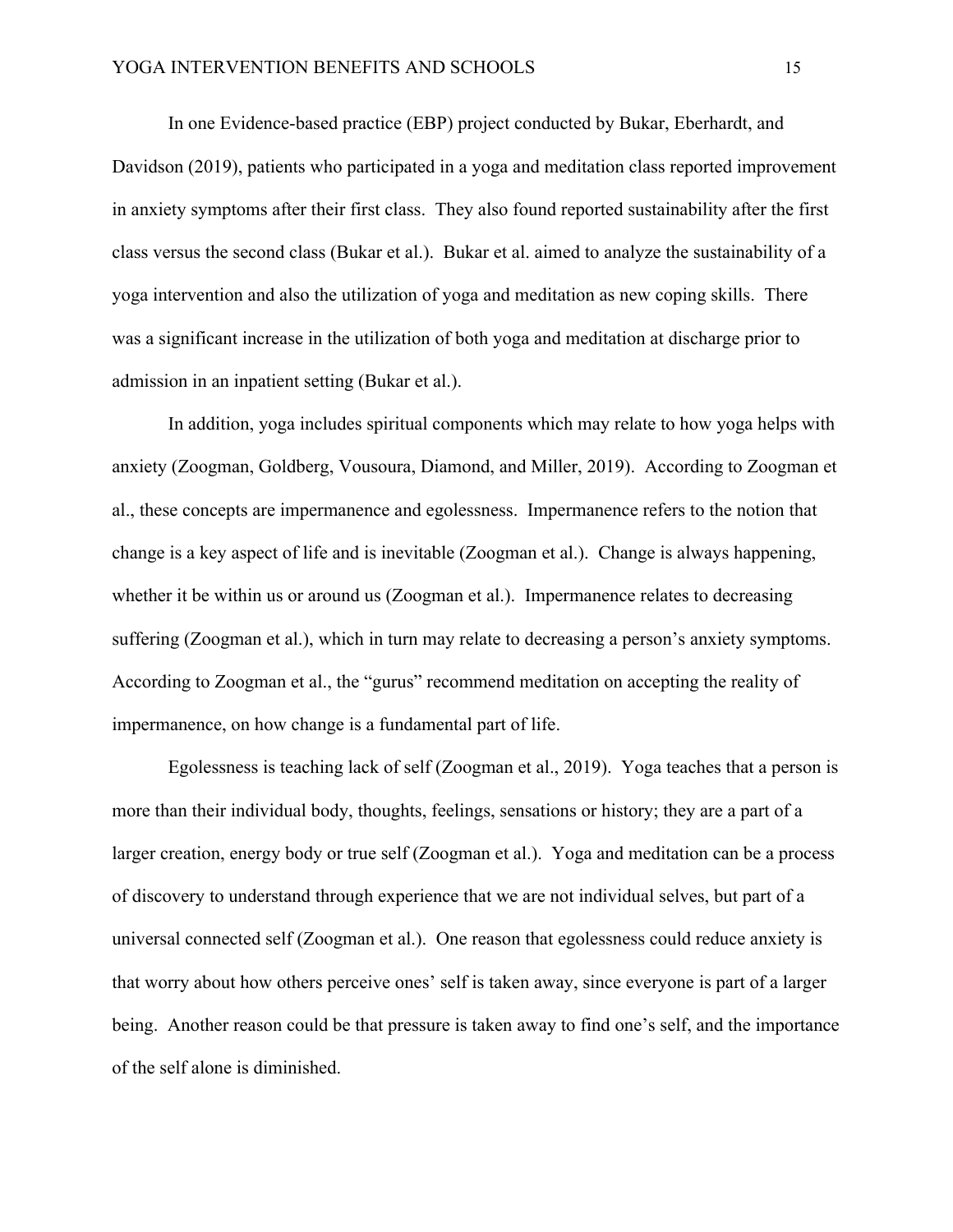In one Evidence-based practice (EBP) project conducted by Bukar, Eberhardt, and Davidson (2019), patients who participated in a yoga and meditation class reported improvement in anxiety symptoms after their first class. They also found reported sustainability after the first class versus the second class (Bukar et al.). Bukar et al. aimed to analyze the sustainability of a yoga intervention and also the utilization of yoga and meditation as new coping skills. There was a significant increase in the utilization of both yoga and meditation at discharge prior to admission in an inpatient setting (Bukar et al.).

In addition, yoga includes spiritual components which may relate to how yoga helps with anxiety (Zoogman, Goldberg, Vousoura, Diamond, and Miller, 2019). According to Zoogman et al., these concepts are impermanence and egolessness. Impermanence refers to the notion that change is a key aspect of life and is inevitable (Zoogman et al.). Change is always happening, whether it be within us or around us (Zoogman et al.). Impermanence relates to decreasing suffering (Zoogman et al.), which in turn may relate to decreasing a person's anxiety symptoms. According to Zoogman et al., the "gurus" recommend meditation on accepting the reality of impermanence, on how change is a fundamental part of life.

Egolessness is teaching lack of self (Zoogman et al., 2019). Yoga teaches that a person is more than their individual body, thoughts, feelings, sensations or history; they are a part of a larger creation, energy body or true self (Zoogman et al.). Yoga and meditation can be a process of discovery to understand through experience that we are not individual selves, but part of a universal connected self (Zoogman et al.). One reason that egolessness could reduce anxiety is that worry about how others perceive ones' self is taken away, since everyone is part of a larger being. Another reason could be that pressure is taken away to find one's self, and the importance of the self alone is diminished.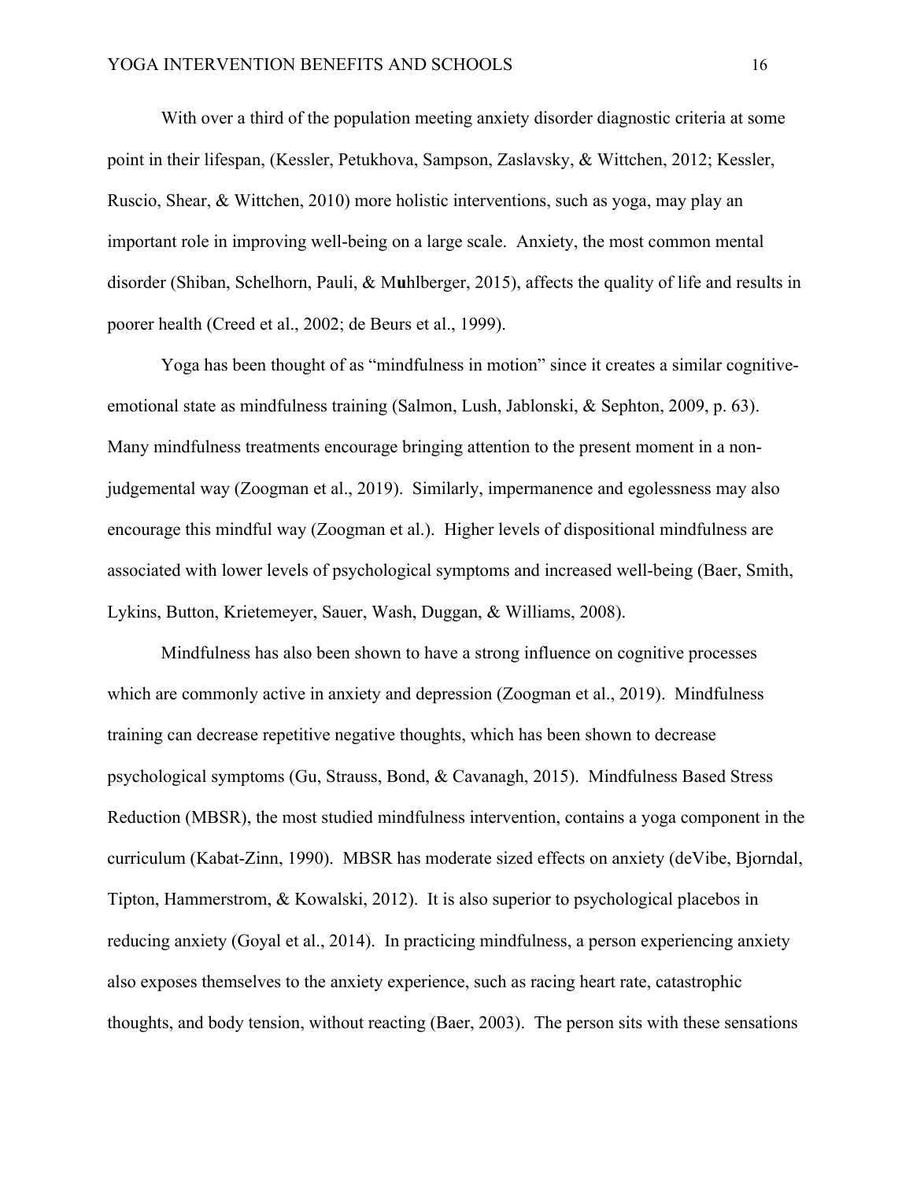With over a third of the population meeting anxiety disorder diagnostic criteria at some point in their lifespan, (Kessler, Petukhova, Sampson, Zaslavsky, & Wittchen, 2012; Kessler, Ruscio, Shear, & Wittchen, 2010) more holistic interventions, such as yoga, may play an important role in improving well-being on a large scale. Anxiety, the most common mental disorder (Shiban, Schelhorn, Pauli, & M**u**hlberger, 2015), affects the quality of life and results in poorer health (Creed et al., 2002; de Beurs et al., 1999).

Yoga has been thought of as "mindfulness in motion" since it creates a similar cognitive-emotional state as mindfulness training (Salmon, Lush, Jablonski, & Sephton, 2009, p. 63). Many mindfulness treatments encourage bringing attention to the present moment in a non-judgemental way (Zoogman et al., 2019). Similarly, impermanence and egolessness may also encourage this mindful way (Zoogman et al.). Higher levels of dispositional mindfulness are associated with lower levels of psychological symptoms and increased well-being (Baer, Smith, Lykins, Button, Krietemeyer, Sauer, Wash, Duggan, & Williams, 2008).

Mindfulness has also been shown to have a strong influence on cognitive processes which are commonly active in anxiety and depression (Zoogman et al., 2019). Mindfulness training can decrease repetitive negative thoughts, which has been shown to decrease psychological symptoms (Gu, Strauss, Bond, & Cavanagh, 2015). Mindfulness Based Stress Reduction (MBSR), the most studied mindfulness intervention, contains a yoga component in the curriculum (Kabat-Zinn, 1990). MBSR has moderate sized effects on anxiety (deVibe, Bjorndal, Tipton, Hammerstrom, & Kowalski, 2012). It is also superior to psychological placebos in reducing anxiety (Goyal et al., 2014). In practicing mindfulness, a person experiencing anxiety also exposes themselves to the anxiety experience, such as racing heart rate, catastrophic thoughts, and body tension, without reacting (Baer, 2003). The person sits with these sensations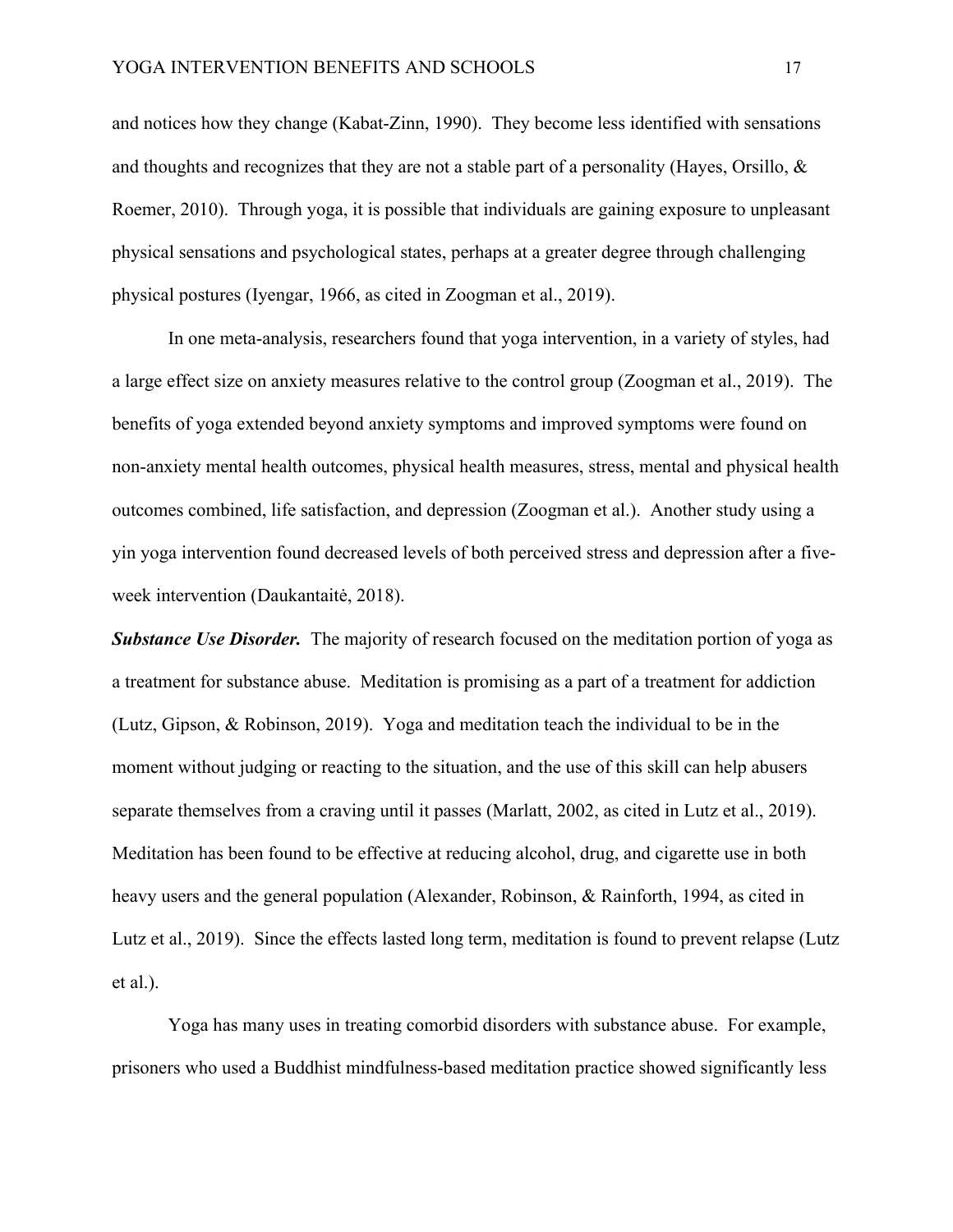and notices how they change (Kabat-Zinn, 1990). They become less identified with sensations and thoughts and recognizes that they are not a stable part of a personality (Hayes, Orsillo, & Roemer, 2010). Through yoga, it is possible that individuals are gaining exposure to unpleasant physical sensations and psychological states, perhaps at a greater degree through challenging physical postures (Iyengar, 1966, as cited in Zoogman et al., 2019).

In one meta-analysis, researchers found that yoga intervention, in a variety of styles, had a large effect size on anxiety measures relative to the control group (Zoogman et al., 2019). The benefits of yoga extended beyond anxiety symptoms and improved symptoms were found on non-anxiety mental health outcomes, physical health measures, stress, mental and physical health outcomes combined, life satisfaction, and depression (Zoogman et al.). Another study using a yin yoga intervention found decreased levels of both perceived stress and depression after a five-week intervention (Daukantaitė, 2018).

***Substance Use Disorder.*** The majority of research focused on the meditation portion of yoga as a treatment for substance abuse. Meditation is promising as a part of a treatment for addiction (Lutz, Gipson, & Robinson, 2019). Yoga and meditation teach the individual to be in the moment without judging or reacting to the situation, and the use of this skill can help abusers separate themselves from a craving until it passes (Marlatt, 2002, as cited in Lutz et al., 2019). Meditation has been found to be effective at reducing alcohol, drug, and cigarette use in both heavy users and the general population (Alexander, Robinson, & Rainforth, 1994, as cited in Lutz et al., 2019). Since the effects lasted long term, meditation is found to prevent relapse (Lutz et al.).

Yoga has many uses in treating comorbid disorders with substance abuse. For example, prisoners who used a Buddhist mindfulness-based meditation practice showed significantly less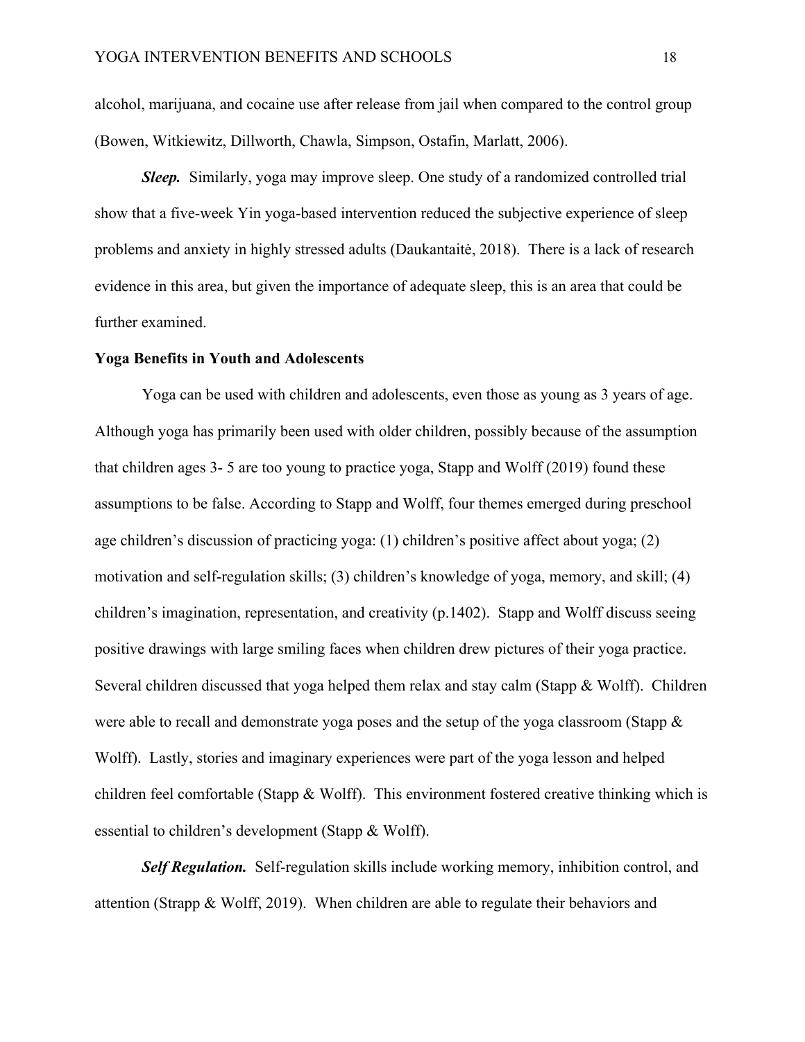alcohol, marijuana, and cocaine use after release from jail when compared to the control group (Bowen, Witkiewitz, Dillworth, Chawla, Simpson, Ostafin, Marlatt, 2006).

***Sleep.*** Similarly, yoga may improve sleep. One study of a randomized controlled trial show that a five-week Yin yoga-based intervention reduced the subjective experience of sleep problems and anxiety in highly stressed adults (Daukantaitė, 2018). There is a lack of research evidence in this area, but given the importance of adequate sleep, this is an area that could be further examined.

**Yoga Benefits in Youth and Adolescents**

Yoga can be used with children and adolescents, even those as young as 3 years of age. Although yoga has primarily been used with older children, possibly because of the assumption that children ages 3- 5 are too young to practice yoga, Stapp and Wolff (2019) found these assumptions to be false. According to Stapp and Wolff, four themes emerged during preschool age children's discussion of practicing yoga: (1) children's positive affect about yoga; (2) motivation and self-regulation skills; (3) children's knowledge of yoga, memory, and skill; (4) children's imagination, representation, and creativity (p.1402). Stapp and Wolff discuss seeing positive drawings with large smiling faces when children drew pictures of their yoga practice. Several children discussed that yoga helped them relax and stay calm (Stapp & Wolff). Children were able to recall and demonstrate yoga poses and the setup of the yoga classroom (Stapp & Wolff). Lastly, stories and imaginary experiences were part of the yoga lesson and helped children feel comfortable (Stapp & Wolff). This environment fostered creative thinking which is essential to children's development (Stapp & Wolff).

***Self Regulation.*** Self-regulation skills include working memory, inhibition control, and attention (Strapp & Wolff, 2019). When children are able to regulate their behaviors and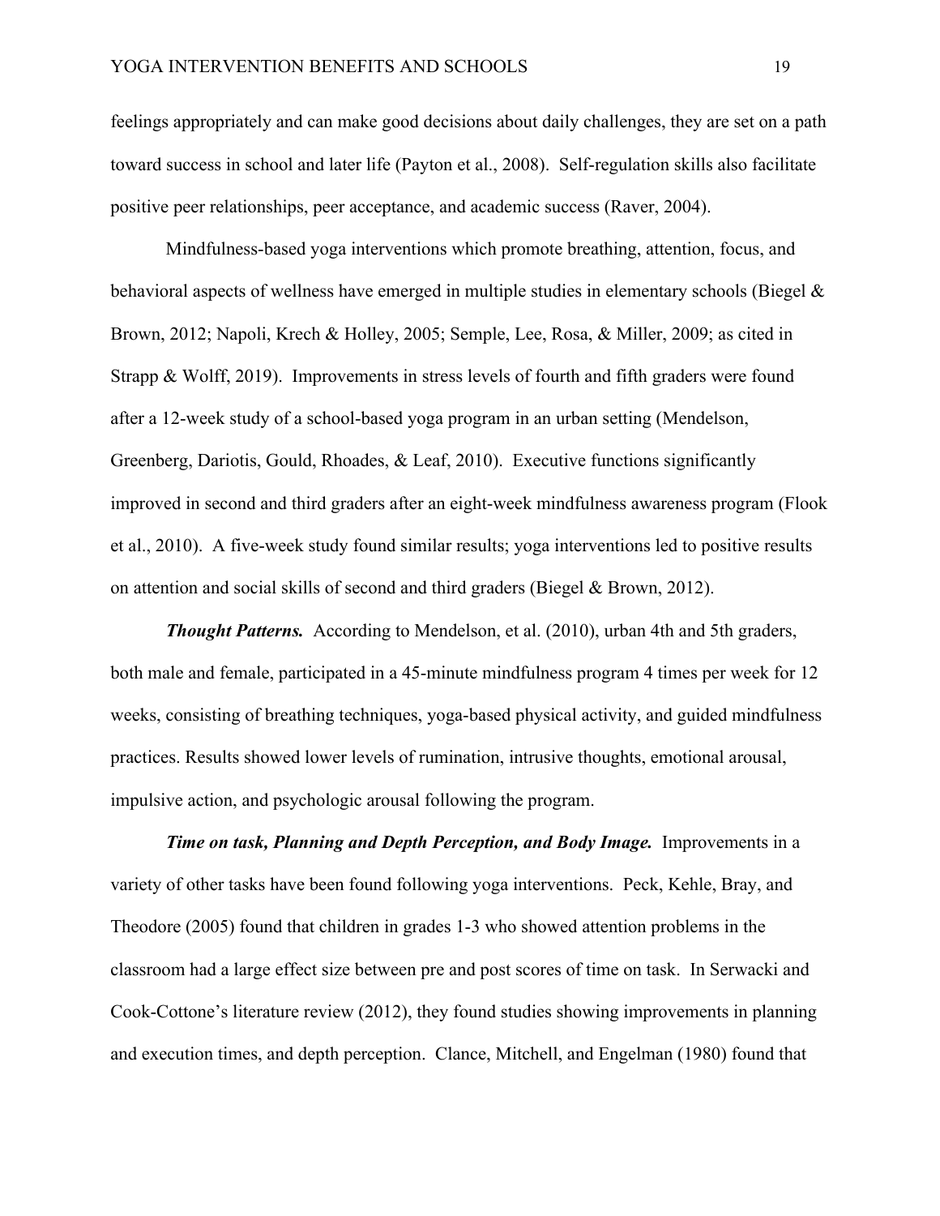feelings appropriately and can make good decisions about daily challenges, they are set on a path toward success in school and later life (Payton et al., 2008). Self-regulation skills also facilitate positive peer relationships, peer acceptance, and academic success (Raver, 2004).

Mindfulness-based yoga interventions which promote breathing, attention, focus, and behavioral aspects of wellness have emerged in multiple studies in elementary schools (Biegel & Brown, 2012; Napoli, Krech & Holley, 2005; Semple, Lee, Rosa, & Miller, 2009; as cited in Strapp & Wolff, 2019). Improvements in stress levels of fourth and fifth graders were found after a 12-week study of a school-based yoga program in an urban setting (Mendelson, Greenberg, Dariotis, Gould, Rhoades, & Leaf, 2010). Executive functions significantly improved in second and third graders after an eight-week mindfulness awareness program (Flook et al., 2010). A five-week study found similar results; yoga interventions led to positive results on attention and social skills of second and third graders (Biegel & Brown, 2012).

***Thought Patterns.*** According to Mendelson, et al. (2010), urban 4th and 5th graders, both male and female, participated in a 45-minute mindfulness program 4 times per week for 12 weeks, consisting of breathing techniques, yoga-based physical activity, and guided mindfulness practices. Results showed lower levels of rumination, intrusive thoughts, emotional arousal, impulsive action, and psychologic arousal following the program.

***Time on task, Planning and Depth Perception, and Body Image.*** Improvements in a variety of other tasks have been found following yoga interventions. Peck, Kehle, Bray, and Theodore (2005) found that children in grades 1-3 who showed attention problems in the classroom had a large effect size between pre and post scores of time on task. In Serwacki and Cook-Cottone's literature review (2012), they found studies showing improvements in planning and execution times, and depth perception. Clance, Mitchell, and Engelman (1980) found that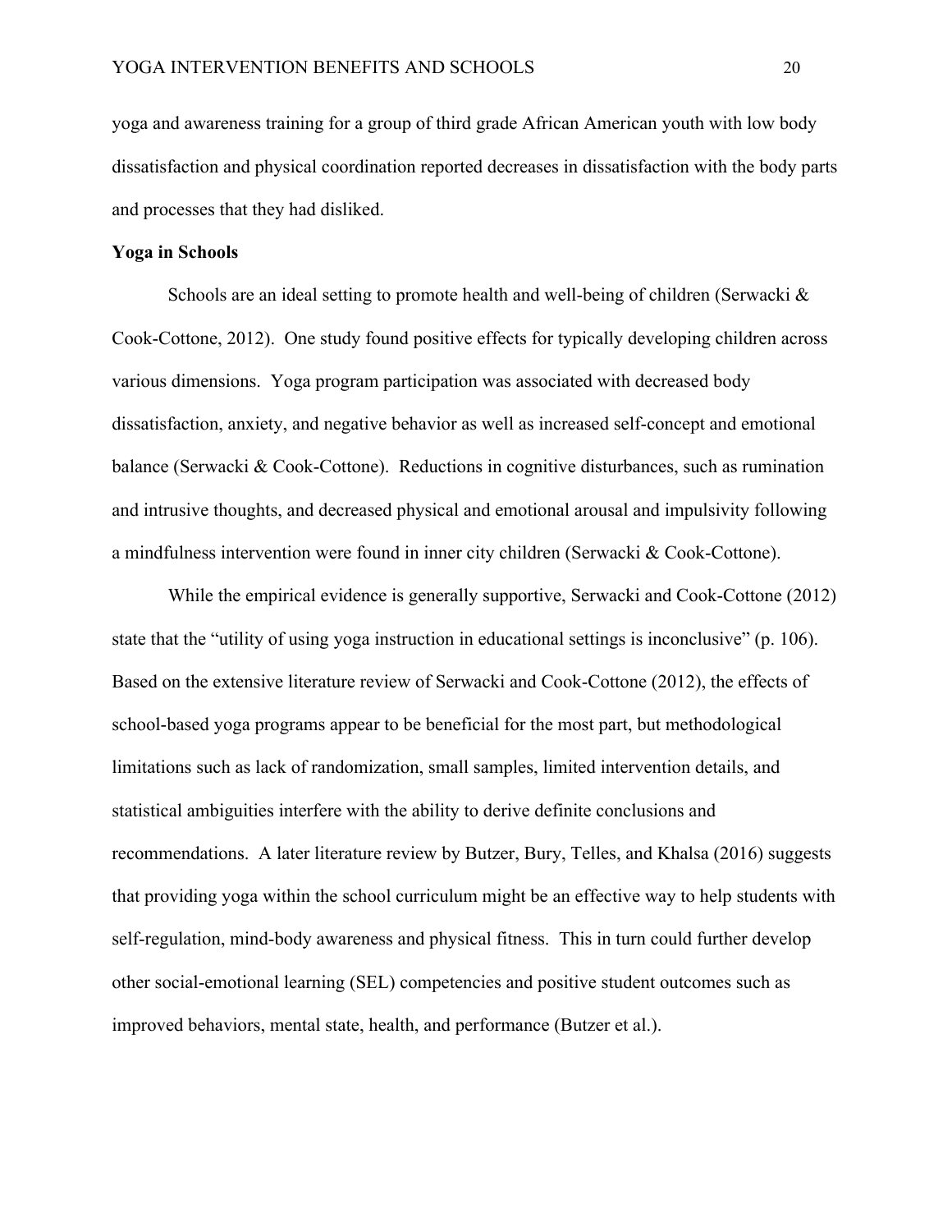yoga and awareness training for a group of third grade African American youth with low body dissatisfaction and physical coordination reported decreases in dissatisfaction with the body parts and processes that they had disliked.

**Yoga in Schools**

Schools are an ideal setting to promote health and well-being of children (Serwacki & Cook-Cottone, 2012). One study found positive effects for typically developing children across various dimensions. Yoga program participation was associated with decreased body dissatisfaction, anxiety, and negative behavior as well as increased self-concept and emotional balance (Serwacki & Cook-Cottone). Reductions in cognitive disturbances, such as rumination and intrusive thoughts, and decreased physical and emotional arousal and impulsivity following a mindfulness intervention were found in inner city children (Serwacki & Cook-Cottone).

While the empirical evidence is generally supportive, Serwacki and Cook-Cottone (2012) state that the "utility of using yoga instruction in educational settings is inconclusive" (p. 106). Based on the extensive literature review of Serwacki and Cook-Cottone (2012), the effects of school-based yoga programs appear to be beneficial for the most part, but methodological limitations such as lack of randomization, small samples, limited intervention details, and statistical ambiguities interfere with the ability to derive definite conclusions and recommendations. A later literature review by Butzer, Bury, Telles, and Khalsa (2016) suggests that providing yoga within the school curriculum might be an effective way to help students with self-regulation, mind-body awareness and physical fitness. This in turn could further develop other social-emotional learning (SEL) competencies and positive student outcomes such as improved behaviors, mental state, health, and performance (Butzer et al.).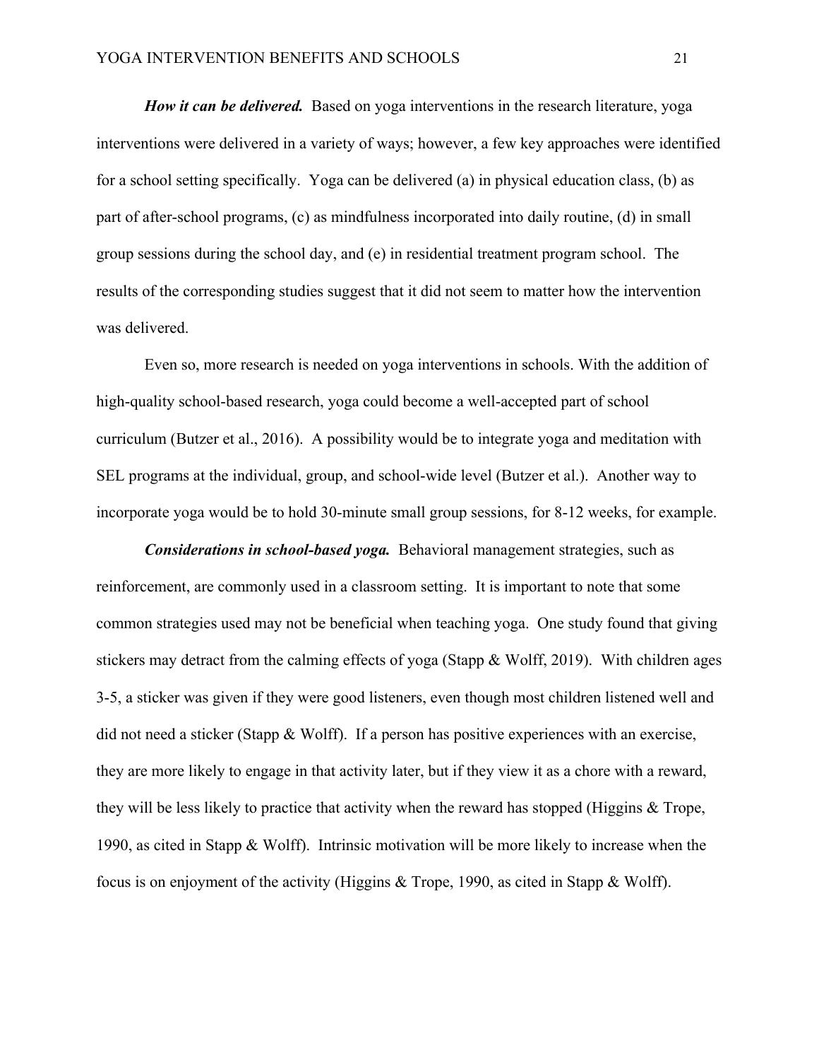***How it can be delivered.*** Based on yoga interventions in the research literature, yoga interventions were delivered in a variety of ways; however, a few key approaches were identified for a school setting specifically. Yoga can be delivered (a) in physical education class, (b) as part of after-school programs, (c) as mindfulness incorporated into daily routine, (d) in small group sessions during the school day, and (e) in residential treatment program school. The results of the corresponding studies suggest that it did not seem to matter how the intervention was delivered.

Even so, more research is needed on yoga interventions in schools. With the addition of high-quality school-based research, yoga could become a well-accepted part of school curriculum (Butzer et al., 2016). A possibility would be to integrate yoga and meditation with SEL programs at the individual, group, and school-wide level (Butzer et al.). Another way to incorporate yoga would be to hold 30-minute small group sessions, for 8-12 weeks, for example.

***Considerations in school-based yoga.*** Behavioral management strategies, such as reinforcement, are commonly used in a classroom setting. It is important to note that some common strategies used may not be beneficial when teaching yoga. One study found that giving stickers may detract from the calming effects of yoga (Stapp & Wolff, 2019). With children ages 3-5, a sticker was given if they were good listeners, even though most children listened well and did not need a sticker (Stapp & Wolff). If a person has positive experiences with an exercise, they are more likely to engage in that activity later, but if they view it as a chore with a reward, they will be less likely to practice that activity when the reward has stopped (Higgins & Trope, 1990, as cited in Stapp & Wolff). Intrinsic motivation will be more likely to increase when the focus is on enjoyment of the activity (Higgins & Trope, 1990, as cited in Stapp & Wolff).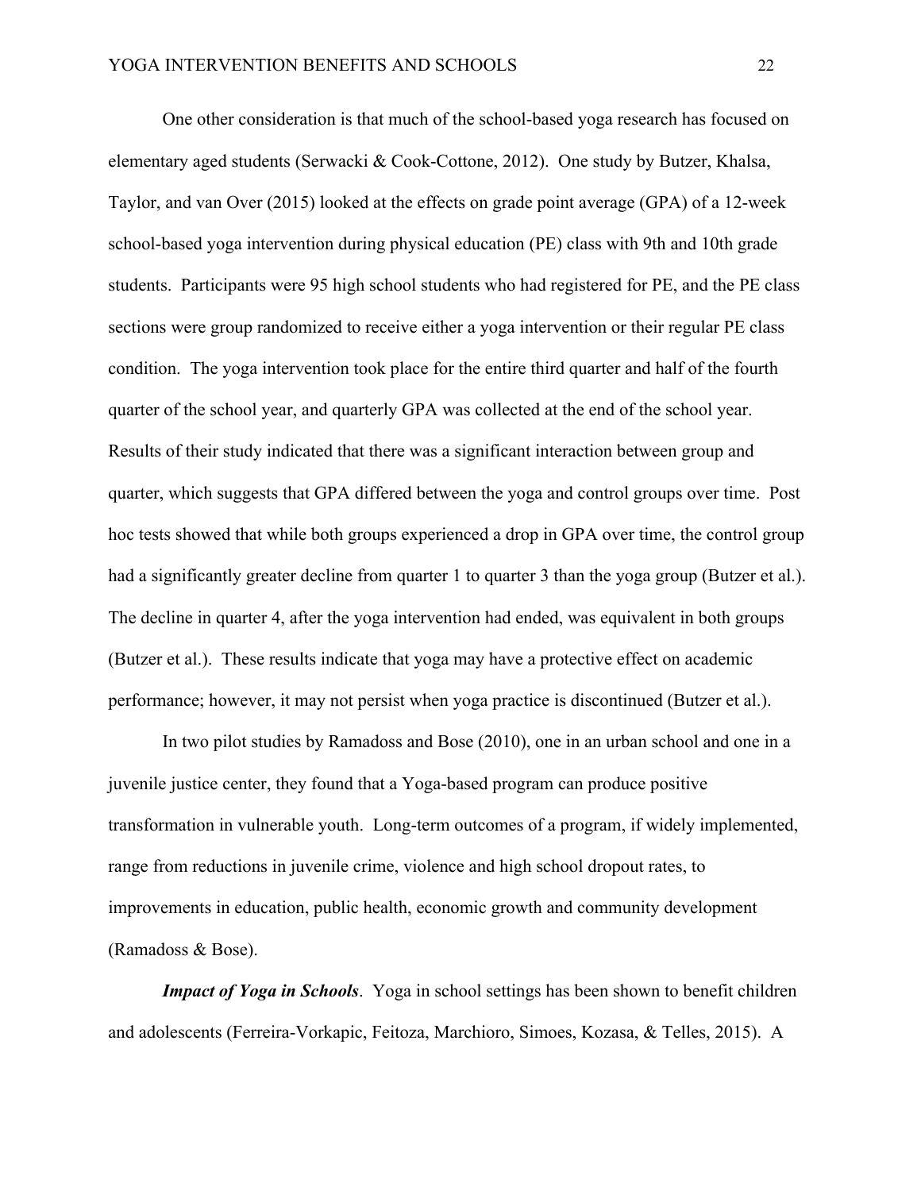One other consideration is that much of the school-based yoga research has focused on elementary aged students (Serwacki & Cook-Cottone, 2012). One study by Butzer, Khalsa, Taylor, and van Over (2015) looked at the effects on grade point average (GPA) of a 12-week school-based yoga intervention during physical education (PE) class with 9th and 10th grade students. Participants were 95 high school students who had registered for PE, and the PE class sections were group randomized to receive either a yoga intervention or their regular PE class condition. The yoga intervention took place for the entire third quarter and half of the fourth quarter of the school year, and quarterly GPA was collected at the end of the school year. Results of their study indicated that there was a significant interaction between group and quarter, which suggests that GPA differed between the yoga and control groups over time. Post hoc tests showed that while both groups experienced a drop in GPA over time, the control group had a significantly greater decline from quarter 1 to quarter 3 than the yoga group (Butzer et al.). The decline in quarter 4, after the yoga intervention had ended, was equivalent in both groups (Butzer et al.). These results indicate that yoga may have a protective effect on academic performance; however, it may not persist when yoga practice is discontinued (Butzer et al.).

In two pilot studies by Ramadoss and Bose (2010), one in an urban school and one in a juvenile justice center, they found that a Yoga-based program can produce positive transformation in vulnerable youth. Long-term outcomes of a program, if widely implemented, range from reductions in juvenile crime, violence and high school dropout rates, to improvements in education, public health, economic growth and community development (Ramadoss & Bose).

***Impact of Yoga in Schools***. Yoga in school settings has been shown to benefit children and adolescents (Ferreira-Vorkapic, Feitoza, Marchioro, Simoes, Kozasa, & Telles, 2015). A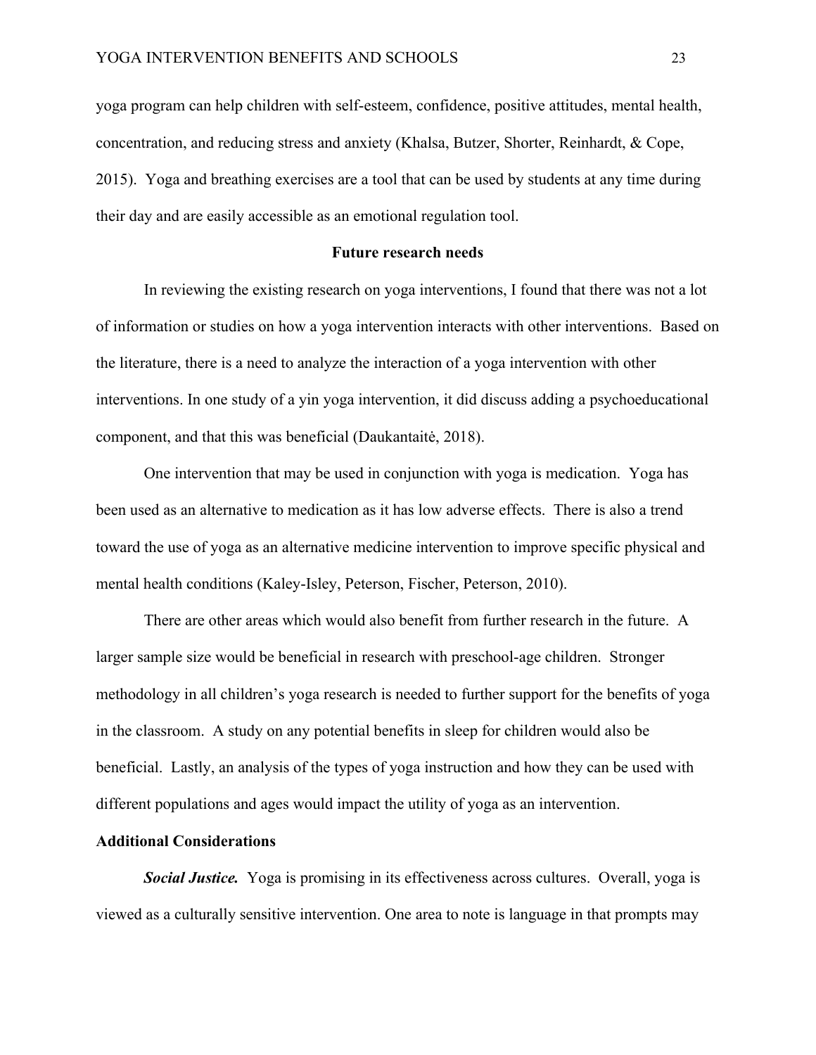yoga program can help children with self-esteem, confidence, positive attitudes, mental health, concentration, and reducing stress and anxiety (Khalsa, Butzer, Shorter, Reinhardt, & Cope, 2015). Yoga and breathing exercises are a tool that can be used by students at any time during their day and are easily accessible as an emotional regulation tool.

## Future research needs

In reviewing the existing research on yoga interventions, I found that there was not a lot of information or studies on how a yoga intervention interacts with other interventions. Based on the literature, there is a need to analyze the interaction of a yoga intervention with other interventions. In one study of a yin yoga intervention, it did discuss adding a psychoeducational component, and that this was beneficial (Daukantaitė, 2018).

One intervention that may be used in conjunction with yoga is medication. Yoga has been used as an alternative to medication as it has low adverse effects. There is also a trend toward the use of yoga as an alternative medicine intervention to improve specific physical and mental health conditions (Kaley-Isley, Peterson, Fischer, Peterson, 2010).

There are other areas which would also benefit from further research in the future. A larger sample size would be beneficial in research with preschool-age children. Stronger methodology in all children's yoga research is needed to further support for the benefits of yoga in the classroom. A study on any potential benefits in sleep for children would also be beneficial. Lastly, an analysis of the types of yoga instruction and how they can be used with different populations and ages would impact the utility of yoga as an intervention.

### Additional Considerations

***Social Justice.*** Yoga is promising in its effectiveness across cultures. Overall, yoga is viewed as a culturally sensitive intervention. One area to note is language in that prompts may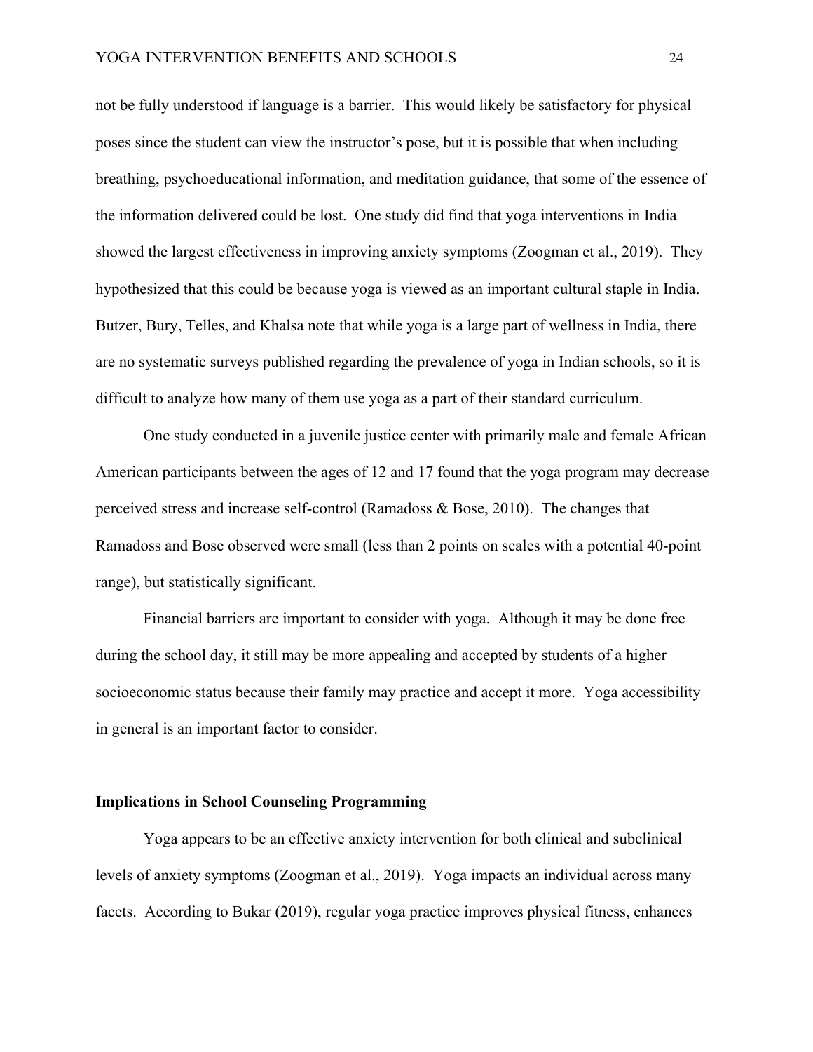not be fully understood if language is a barrier. This would likely be satisfactory for physical poses since the student can view the instructor's pose, but it is possible that when including breathing, psychoeducational information, and meditation guidance, that some of the essence of the information delivered could be lost. One study did find that yoga interventions in India showed the largest effectiveness in improving anxiety symptoms (Zoogman et al., 2019). They hypothesized that this could be because yoga is viewed as an important cultural staple in India. Butzer, Bury, Telles, and Khalsa note that while yoga is a large part of wellness in India, there are no systematic surveys published regarding the prevalence of yoga in Indian schools, so it is difficult to analyze how many of them use yoga as a part of their standard curriculum.

One study conducted in a juvenile justice center with primarily male and female African American participants between the ages of 12 and 17 found that the yoga program may decrease perceived stress and increase self-control (Ramadoss & Bose, 2010). The changes that Ramadoss and Bose observed were small (less than 2 points on scales with a potential 40-point range), but statistically significant.

Financial barriers are important to consider with yoga. Although it may be done free during the school day, it still may be more appealing and accepted by students of a higher socioeconomic status because their family may practice and accept it more. Yoga accessibility in general is an important factor to consider.

### Implications in School Counseling Programming

Yoga appears to be an effective anxiety intervention for both clinical and subclinical levels of anxiety symptoms (Zoogman et al., 2019). Yoga impacts an individual across many facets. According to Bukar (2019), regular yoga practice improves physical fitness, enhances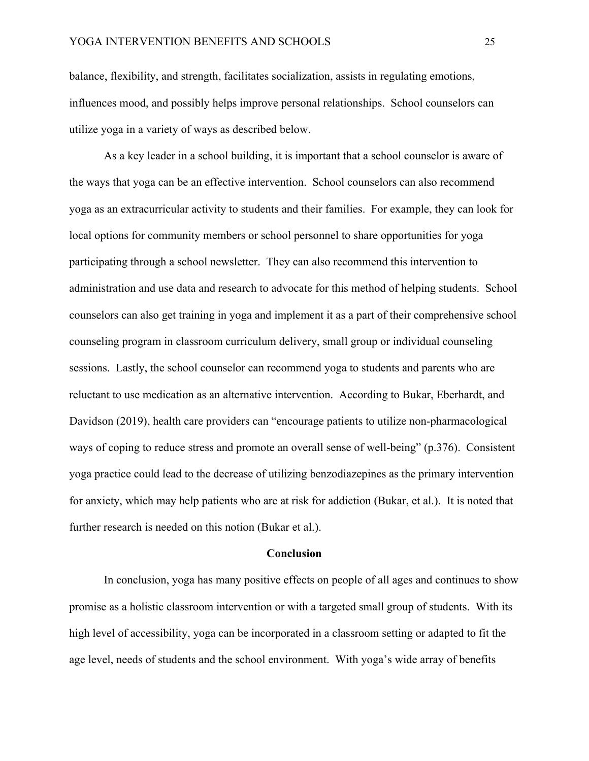balance, flexibility, and strength, facilitates socialization, assists in regulating emotions, influences mood, and possibly helps improve personal relationships. School counselors can utilize yoga in a variety of ways as described below.

As a key leader in a school building, it is important that a school counselor is aware of the ways that yoga can be an effective intervention. School counselors can also recommend yoga as an extracurricular activity to students and their families. For example, they can look for local options for community members or school personnel to share opportunities for yoga participating through a school newsletter. They can also recommend this intervention to administration and use data and research to advocate for this method of helping students. School counselors can also get training in yoga and implement it as a part of their comprehensive school counseling program in classroom curriculum delivery, small group or individual counseling sessions. Lastly, the school counselor can recommend yoga to students and parents who are reluctant to use medication as an alternative intervention. According to Bukar, Eberhardt, and Davidson (2019), health care providers can "encourage patients to utilize non-pharmacological ways of coping to reduce stress and promote an overall sense of well-being" (p.376). Consistent yoga practice could lead to the decrease of utilizing benzodiazepines as the primary intervention for anxiety, which may help patients who are at risk for addiction (Bukar, et al.). It is noted that further research is needed on this notion (Bukar et al.).

## Conclusion

In conclusion, yoga has many positive effects on people of all ages and continues to show promise as a holistic classroom intervention or with a targeted small group of students. With its high level of accessibility, yoga can be incorporated in a classroom setting or adapted to fit the age level, needs of students and the school environment. With yoga's wide array of benefits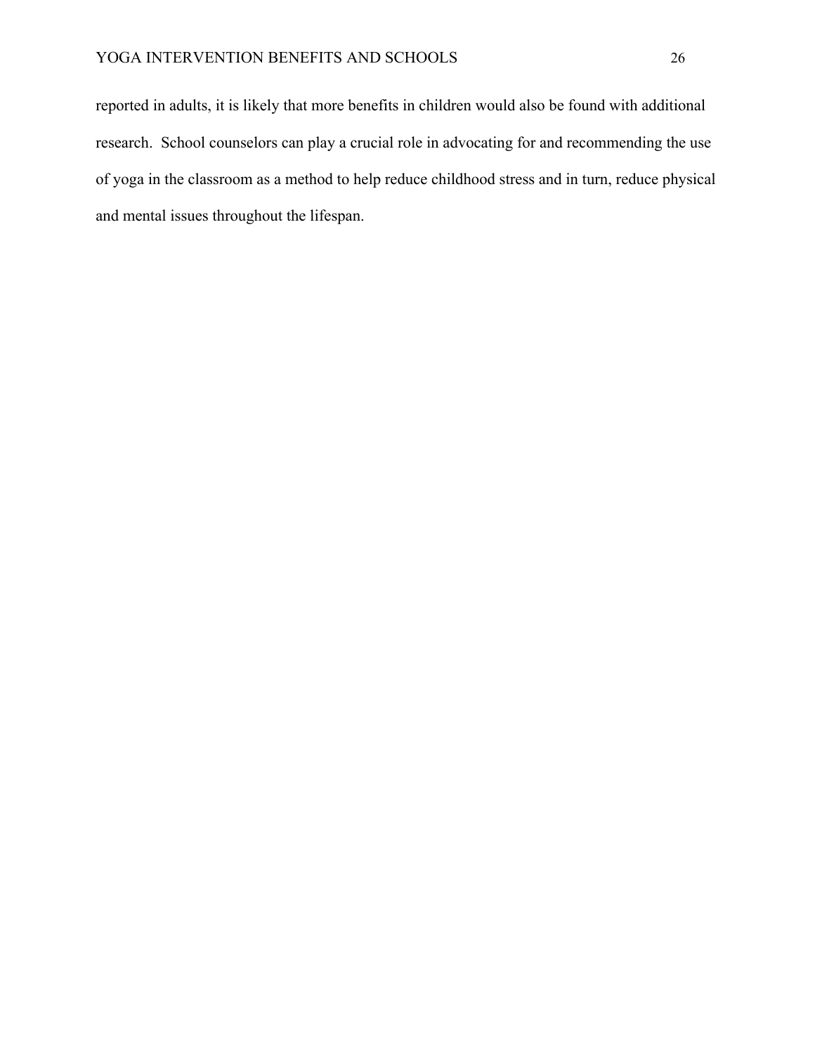reported in adults, it is likely that more benefits in children would also be found with additional research. School counselors can play a crucial role in advocating for and recommending the use of yoga in the classroom as a method to help reduce childhood stress and in turn, reduce physical and mental issues throughout the lifespan.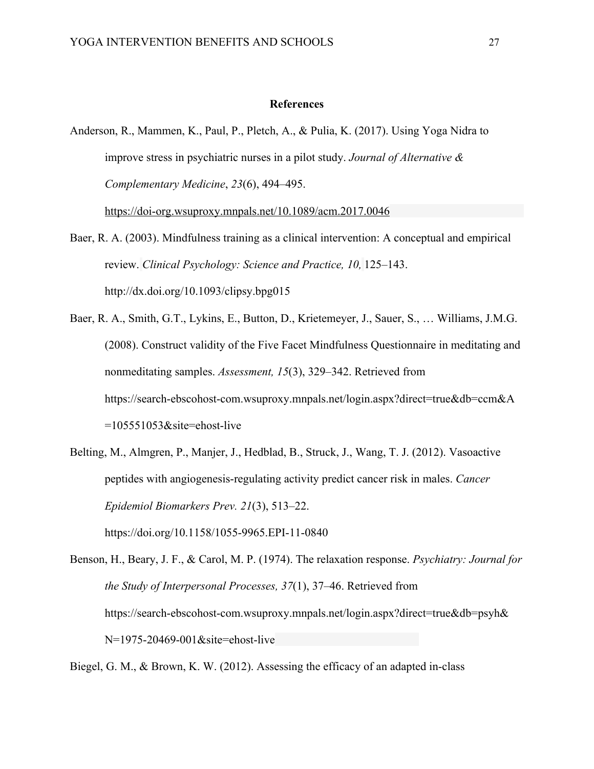# References

Anderson, R., Mammen, K., Paul, P., Pletch, A., & Pulia, K. (2017). Using Yoga Nidra to improve stress in psychiatric nurses in a pilot study. *Journal of Alternative & Complementary Medicine*, *23*(6), 494–495. https://doi-org.wsuproxy.mnpals.net/10.1089/acm.2017.0046

Baer, R. A. (2003). Mindfulness training as a clinical intervention: A conceptual and empirical review. *Clinical Psychology: Science and Practice, 10,* 125–143. http://dx.doi.org/10.1093/clipsy.bpg015

Baer, R. A., Smith, G.T., Lykins, E., Button, D., Krietemeyer, J., Sauer, S., … Williams, J.M.G. (2008). Construct validity of the Five Facet Mindfulness Questionnaire in meditating and nonmeditating samples. *Assessment, 15*(3), 329–342. Retrieved from https://search-ebscohost-com.wsuproxy.mnpals.net/login.aspx?direct=true&db=ccm&A=105551053&site=ehost-live

Belting, M., Almgren, P., Manjer, J., Hedblad, B., Struck, J., Wang, T. J. (2012). Vasoactive peptides with angiogenesis-regulating activity predict cancer risk in males. *Cancer Epidemiol Biomarkers Prev. 21*(3), 513–22. https://doi.org/10.1158/1055-9965.EPI-11-0840

Benson, H., Beary, J. F., & Carol, M. P. (1974). The relaxation response. *Psychiatry: Journal for the Study of Interpersonal Processes, 37*(1), 37–46. Retrieved from https://search-ebscohost-com.wsuproxy.mnpals.net/login.aspx?direct=true&db=psyh&N=1975-20469-001&site=ehost-live

Biegel, G. M., & Brown, K. W. (2012). Assessing the efficacy of an adapted in-class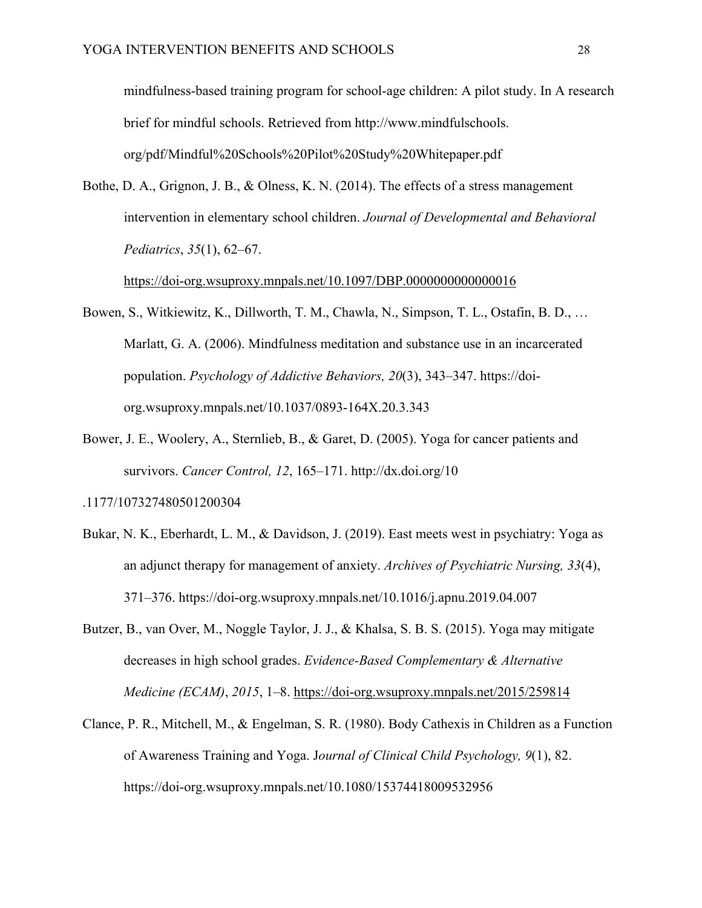mindfulness-based training program for school-age children: A pilot study. In A research brief for mindful schools. Retrieved from http://www.mindfulschools. org/pdf/Mindful%20Schools%20Pilot%20Study%20Whitepaper.pdf

Bothe, D. A., Grignon, J. B., & Olness, K. N. (2014). The effects of a stress management intervention in elementary school children. *Journal of Developmental and Behavioral Pediatrics*, *35*(1), 62–67. https://doi-org.wsuproxy.mnpals.net/10.1097/DBP.0000000000000016

Bowen, S., Witkiewitz, K., Dillworth, T. M., Chawla, N., Simpson, T. L., Ostafin, B. D., … Marlatt, G. A. (2006). Mindfulness meditation and substance use in an incarcerated population. *Psychology of Addictive Behaviors, 20*(3), 343–347. https://doi-org.wsuproxy.mnpals.net/10.1037/0893-164X.20.3.343

Bower, J. E., Woolery, A., Sternlieb, B., & Garet, D. (2005). Yoga for cancer patients and survivors. *Cancer Control, 12*, 165–171. http://dx.doi.org/10 .1177/107327480501200304

Bukar, N. K., Eberhardt, L. M., & Davidson, J. (2019). East meets west in psychiatry: Yoga as an adjunct therapy for management of anxiety. *Archives of Psychiatric Nursing, 33*(4), 371–376. https://doi-org.wsuproxy.mnpals.net/10.1016/j.apnu.2019.04.007

Butzer, B., van Over, M., Noggle Taylor, J. J., & Khalsa, S. B. S. (2015). Yoga may mitigate decreases in high school grades. *Evidence-Based Complementary & Alternative Medicine (ECAM)*, *2015*, 1–8. https://doi-org.wsuproxy.mnpals.net/2015/259814

Clance, P. R., Mitchell, M., & Engelman, S. R. (1980). Body Cathexis in Children as a Function of Awareness Training and Yoga. J*ournal of Clinical Child Psychology, 9*(1), 82. https://doi-org.wsuproxy.mnpals.net/10.1080/15374418009532956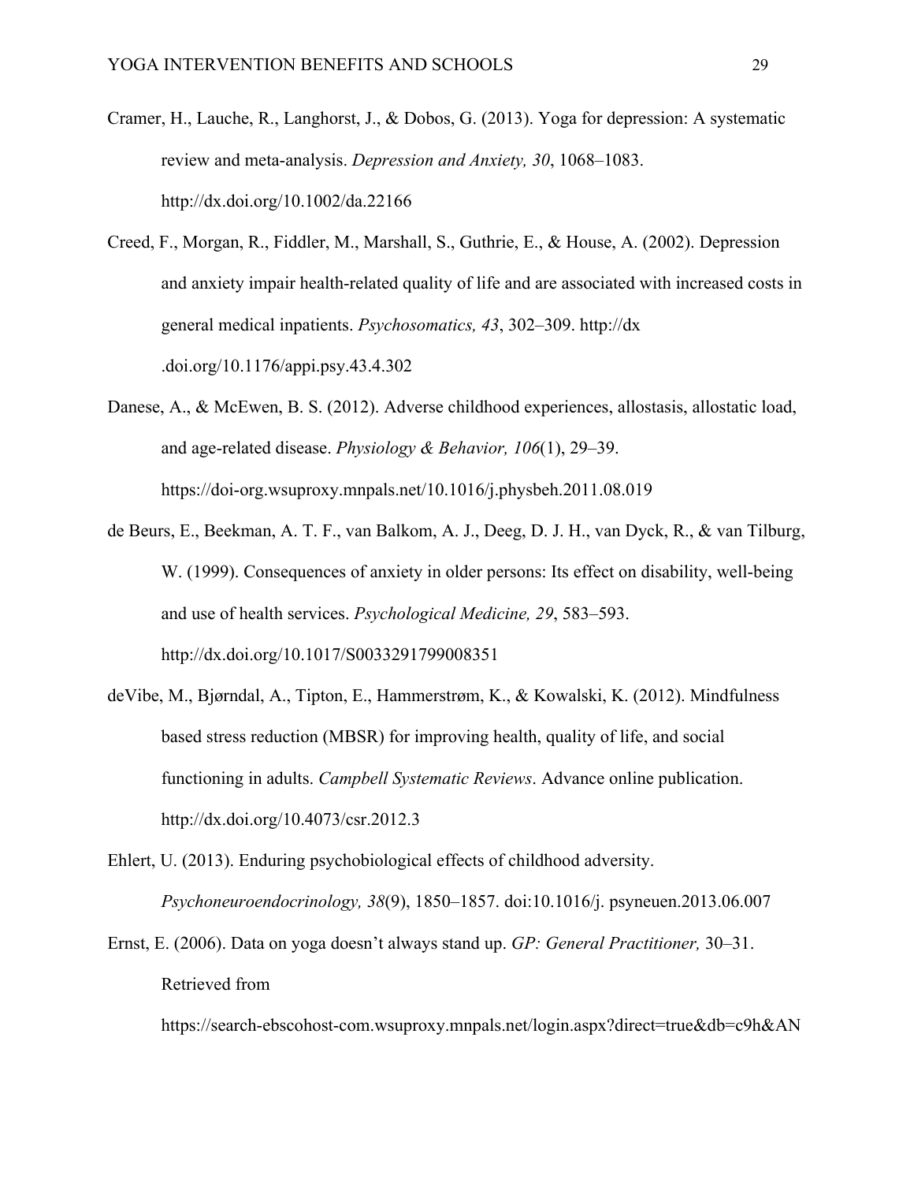Cramer, H., Lauche, R., Langhorst, J., & Dobos, G. (2013). Yoga for depression: A systematic review and meta-analysis. *Depression and Anxiety, 30*, 1068–1083. http://dx.doi.org/10.1002/da.22166

Creed, F., Morgan, R., Fiddler, M., Marshall, S., Guthrie, E., & House, A. (2002). Depression and anxiety impair health-related quality of life and are associated with increased costs in general medical inpatients. *Psychosomatics, 43*, 302–309. http://dx .doi.org/10.1176/appi.psy.43.4.302

Danese, A., & McEwen, B. S. (2012). Adverse childhood experiences, allostasis, allostatic load, and age-related disease. *Physiology & Behavior, 106*(1), 29–39. https://doi-org.wsuproxy.mnpals.net/10.1016/j.physbeh.2011.08.019

de Beurs, E., Beekman, A. T. F., van Balkom, A. J., Deeg, D. J. H., van Dyck, R., & van Tilburg, W. (1999). Consequences of anxiety in older persons: Its effect on disability, well-being and use of health services. *Psychological Medicine, 29*, 583–593. http://dx.doi.org/10.1017/S0033291799008351

deVibe, M., Bjørndal, A., Tipton, E., Hammerstrøm, K., & Kowalski, K. (2012). Mindfulness based stress reduction (MBSR) for improving health, quality of life, and social functioning in adults. *Campbell Systematic Reviews*. Advance online publication. http://dx.doi.org/10.4073/csr.2012.3

Ehlert, U. (2013). Enduring psychobiological effects of childhood adversity. *Psychoneuroendocrinology, 38*(9), 1850–1857. doi:10.1016/j. psyneuen.2013.06.007

Ernst, E. (2006). Data on yoga doesn't always stand up. *GP: General Practitioner,* 30–31. Retrieved from https://search-ebscohost-com.wsuproxy.mnpals.net/login.aspx?direct=true&db=c9h&AN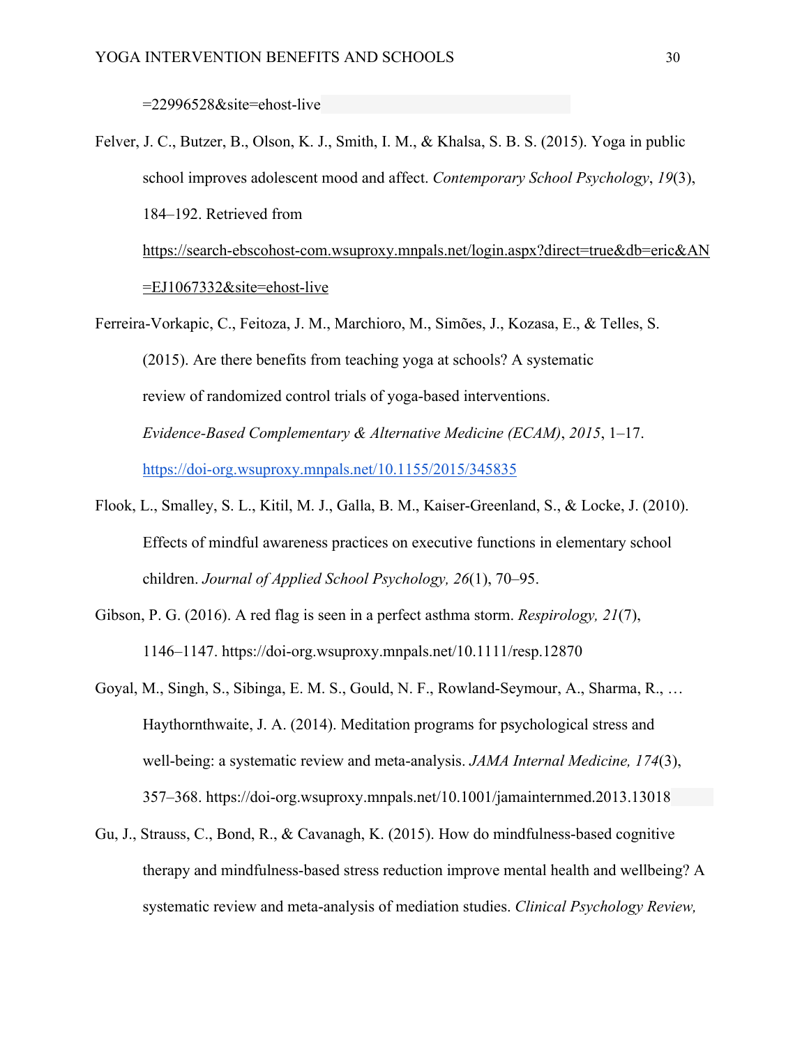=22996528&site=ehost-live

Felver, J. C., Butzer, B., Olson, K. J., Smith, I. M., & Khalsa, S. B. S. (2015). Yoga in public school improves adolescent mood and affect. *Contemporary School Psychology*, *19*(3), 184–192. Retrieved from https://search-ebscohost-com.wsuproxy.mnpals.net/login.aspx?direct=true&db=eric&AN=EJ1067332&site=ehost-live

Ferreira-Vorkapic, C., Feitoza, J. M., Marchioro, M., Simões, J., Kozasa, E., & Telles, S. (2015). Are there benefits from teaching yoga at schools? A systematic review of randomized control trials of yoga-based interventions. *Evidence-Based Complementary & Alternative Medicine (ECAM)*, *2015*, 1–17. https://doi-org.wsuproxy.mnpals.net/10.1155/2015/345835

Flook, L., Smalley, S. L., Kitil, M. J., Galla, B. M., Kaiser-Greenland, S., & Locke, J. (2010). Effects of mindful awareness practices on executive functions in elementary school children. *Journal of Applied School Psychology, 26*(1), 70–95.

Gibson, P. G. (2016). A red flag is seen in a perfect asthma storm. *Respirology, 21*(7), 1146–1147. https://doi-org.wsuproxy.mnpals.net/10.1111/resp.12870

Goyal, M., Singh, S., Sibinga, E. M. S., Gould, N. F., Rowland-Seymour, A., Sharma, R., … Haythornthwaite, J. A. (2014). Meditation programs for psychological stress and well-being: a systematic review and meta-analysis. *JAMA Internal Medicine, 174*(3), 357–368. https://doi-org.wsuproxy.mnpals.net/10.1001/jamainternmed.2013.13018

Gu, J., Strauss, C., Bond, R., & Cavanagh, K. (2015). How do mindfulness-based cognitive therapy and mindfulness-based stress reduction improve mental health and wellbeing? A systematic review and meta-analysis of mediation studies. *Clinical Psychology Review,*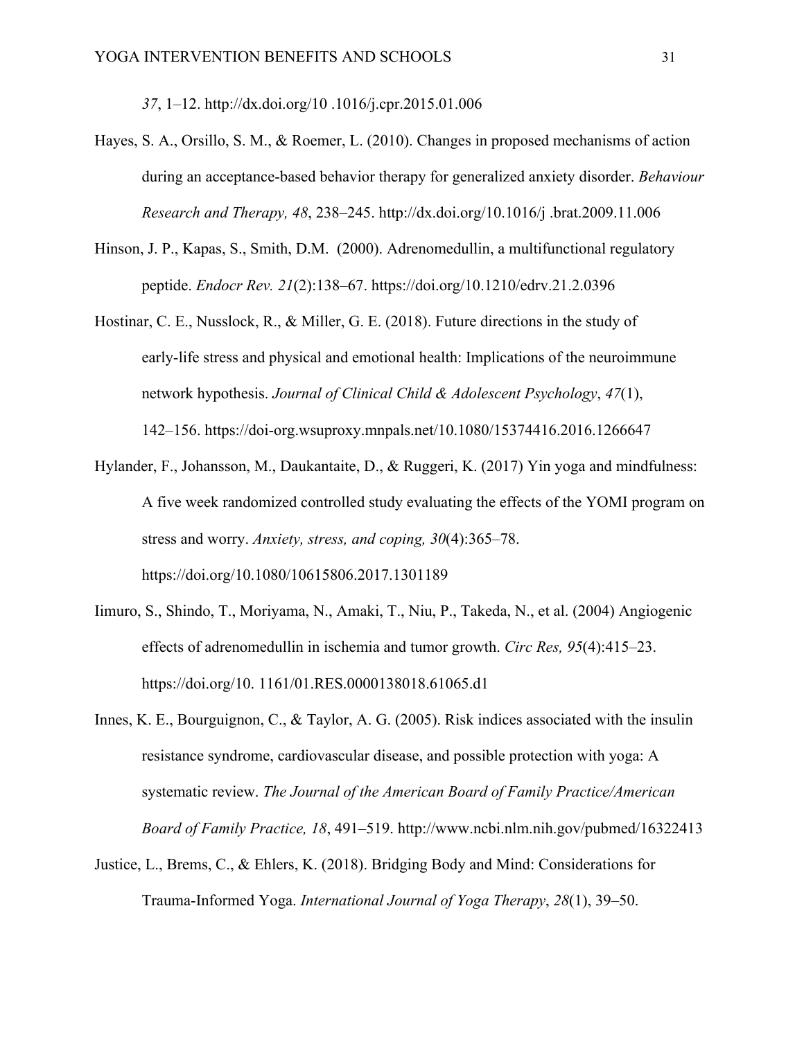*37*, 1–12. http://dx.doi.org/10 .1016/j.cpr.2015.01.006

Hayes, S. A., Orsillo, S. M., & Roemer, L. (2010). Changes in proposed mechanisms of action during an acceptance-based behavior therapy for generalized anxiety disorder. *Behaviour Research and Therapy, 48*, 238–245. http://dx.doi.org/10.1016/j .brat.2009.11.006

Hinson, J. P., Kapas, S., Smith, D.M. (2000). Adrenomedullin, a multifunctional regulatory peptide. *Endocr Rev. 21*(2):138–67. https://doi.org/10.1210/edrv.21.2.0396

Hostinar, C. E., Nusslock, R., & Miller, G. E. (2018). Future directions in the study of early-life stress and physical and emotional health: Implications of the neuroimmune network hypothesis. *Journal of Clinical Child & Adolescent Psychology*, *47*(1), 142–156. https://doi-org.wsuproxy.mnpals.net/10.1080/15374416.2016.1266647

Hylander, F., Johansson, M., Daukantaite, D., & Ruggeri, K. (2017) Yin yoga and mindfulness: A five week randomized controlled study evaluating the effects of the YOMI program on stress and worry. *Anxiety, stress, and coping, 30*(4):365–78. https://doi.org/10.1080/10615806.2017.1301189

Iimuro, S., Shindo, T., Moriyama, N., Amaki, T., Niu, P., Takeda, N., et al. (2004) Angiogenic effects of adrenomedullin in ischemia and tumor growth. *Circ Res, 95*(4):415–23. https://doi.org/10. 1161/01.RES.0000138018.61065.d1

Innes, K. E., Bourguignon, C., & Taylor, A. G. (2005). Risk indices associated with the insulin resistance syndrome, cardiovascular disease, and possible protection with yoga: A systematic review. *The Journal of the American Board of Family Practice/American Board of Family Practice, 18*, 491–519. http://www.ncbi.nlm.nih.gov/pubmed/16322413

Justice, L., Brems, C., & Ehlers, K. (2018). Bridging Body and Mind: Considerations for Trauma-Informed Yoga. *International Journal of Yoga Therapy*, *28*(1), 39–50.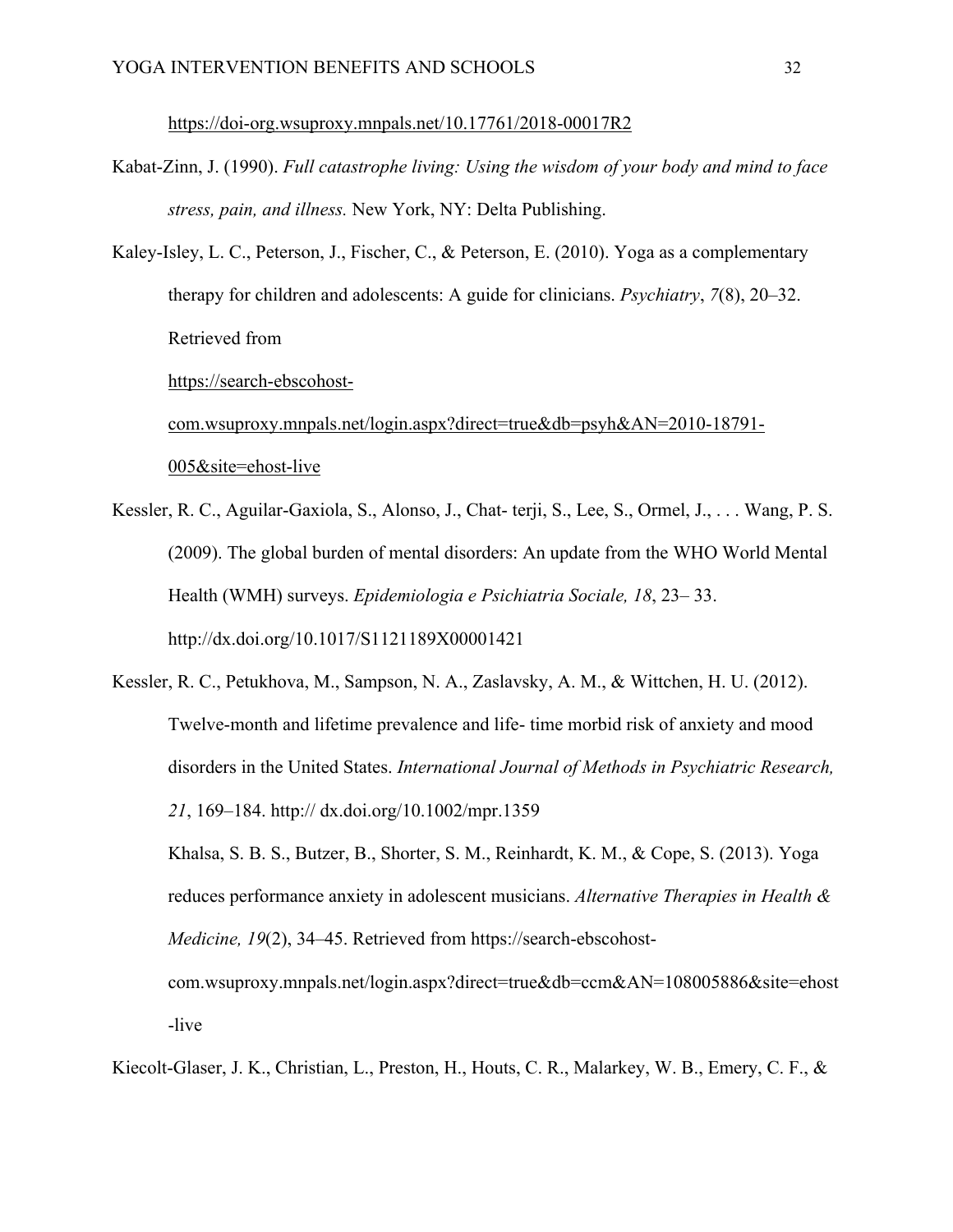https://doi-org.wsuproxy.mnpals.net/10.17761/2018-00017R2

Kabat-Zinn, J. (1990). *Full catastrophe living: Using the wisdom of your body and mind to face stress, pain, and illness.* New York, NY: Delta Publishing.

Kaley-Isley, L. C., Peterson, J., Fischer, C., & Peterson, E. (2010). Yoga as a complementary therapy for children and adolescents: A guide for clinicians. *Psychiatry*, *7*(8), 20–32. Retrieved from https://search-ebscohost-com.wsuproxy.mnpals.net/login.aspx?direct=true&db=psyh&AN=2010-18791-005&site=ehost-live

Kessler, R. C., Aguilar-Gaxiola, S., Alonso, J., Chat- terji, S., Lee, S., Ormel, J., . . . Wang, P. S. (2009). The global burden of mental disorders: An update from the WHO World Mental Health (WMH) surveys. *Epidemiologia e Psichiatria Sociale, 18*, 23– 33. http://dx.doi.org/10.1017/S1121189X00001421

Kessler, R. C., Petukhova, M., Sampson, N. A., Zaslavsky, A. M., & Wittchen, H. U. (2012). Twelve-month and lifetime prevalence and life- time morbid risk of anxiety and mood disorders in the United States. *International Journal of Methods in Psychiatric Research, 21*, 169–184. http:// dx.doi.org/10.1002/mpr.1359

Khalsa, S. B. S., Butzer, B., Shorter, S. M., Reinhardt, K. M., & Cope, S. (2013). Yoga reduces performance anxiety in adolescent musicians. *Alternative Therapies in Health & Medicine, 19*(2), 34–45. Retrieved from https://search-ebscohost-com.wsuproxy.mnpals.net/login.aspx?direct=true&db=ccm&AN=108005886&site=ehost-live

Kiecolt-Glaser, J. K., Christian, L., Preston, H., Houts, C. R., Malarkey, W. B., Emery, C. F., &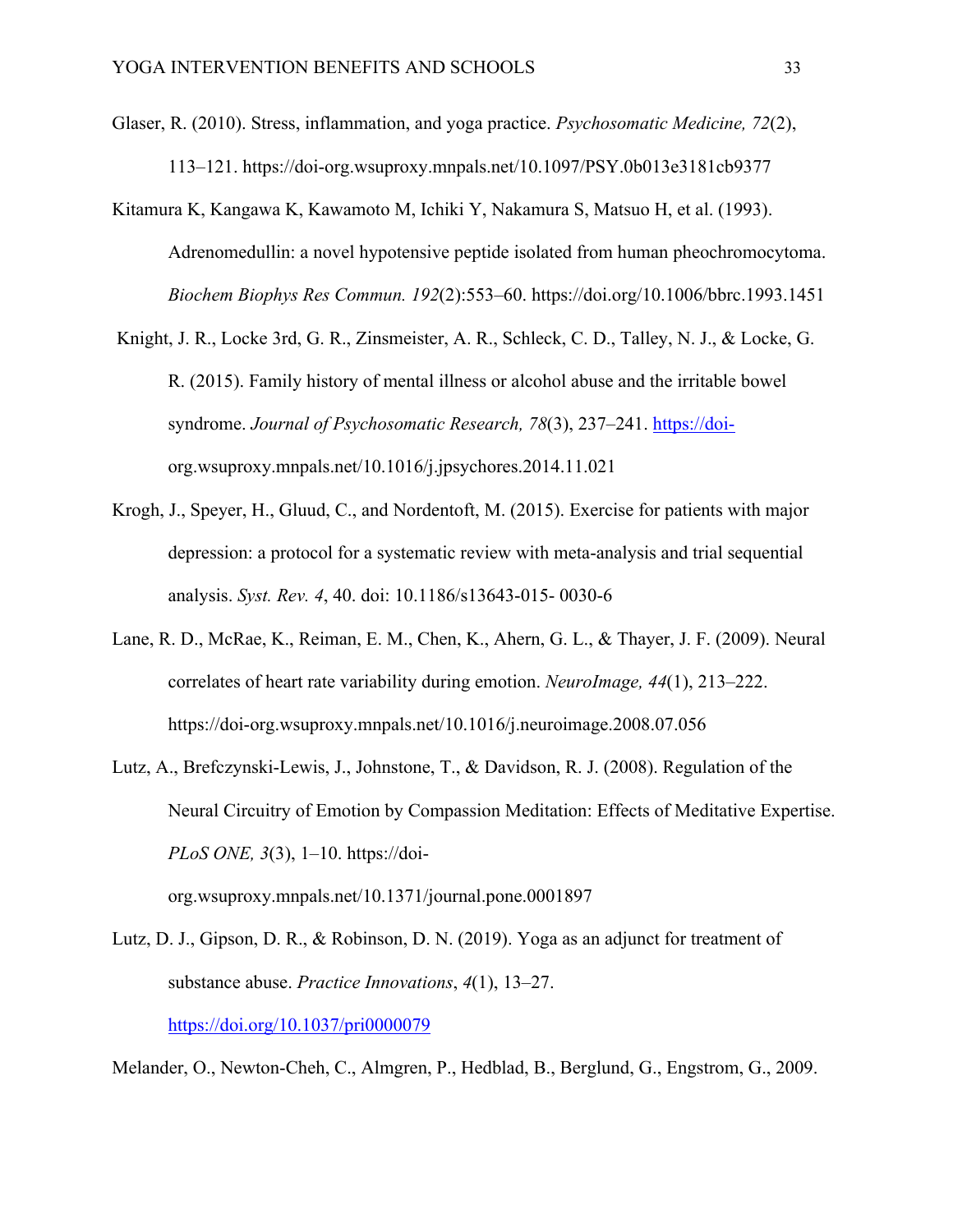Glaser, R. (2010). Stress, inflammation, and yoga practice. *Psychosomatic Medicine, 72*(2), 113–121. https://doi-org.wsuproxy.mnpals.net/10.1097/PSY.0b013e3181cb9377

Kitamura K, Kangawa K, Kawamoto M, Ichiki Y, Nakamura S, Matsuo H, et al. (1993). Adrenomedullin: a novel hypotensive peptide isolated from human pheochromocytoma. *Biochem Biophys Res Commun. 192*(2):553–60. https://doi.org/10.1006/bbrc.1993.1451

Knight, J. R., Locke 3rd, G. R., Zinsmeister, A. R., Schleck, C. D., Talley, N. J., & Locke, G. R. (2015). Family history of mental illness or alcohol abuse and the irritable bowel syndrome. *Journal of Psychosomatic Research, 78*(3), 237–241. https://doi-org.wsuproxy.mnpals.net/10.1016/j.jpsychores.2014.11.021

Krogh, J., Speyer, H., Gluud, C., and Nordentoft, M. (2015). Exercise for patients with major depression: a protocol for a systematic review with meta-analysis and trial sequential analysis. *Syst. Rev. 4*, 40. doi: 10.1186/s13643-015- 0030-6

Lane, R. D., McRae, K., Reiman, E. M., Chen, K., Ahern, G. L., & Thayer, J. F. (2009). Neural correlates of heart rate variability during emotion. *NeuroImage, 44*(1), 213–222. https://doi-org.wsuproxy.mnpals.net/10.1016/j.neuroimage.2008.07.056

Lutz, A., Brefczynski-Lewis, J., Johnstone, T., & Davidson, R. J. (2008). Regulation of the Neural Circuitry of Emotion by Compassion Meditation: Effects of Meditative Expertise. *PLoS ONE, 3*(3), 1–10. https://doi-org.wsuproxy.mnpals.net/10.1371/journal.pone.0001897

Lutz, D. J., Gipson, D. R., & Robinson, D. N. (2019). Yoga as an adjunct for treatment of substance abuse. *Practice Innovations*, *4*(1), 13–27. https://doi.org/10.1037/pri0000079

Melander, O., Newton-Cheh, C., Almgren, P., Hedblad, B., Berglund, G., Engstrom, G., 2009.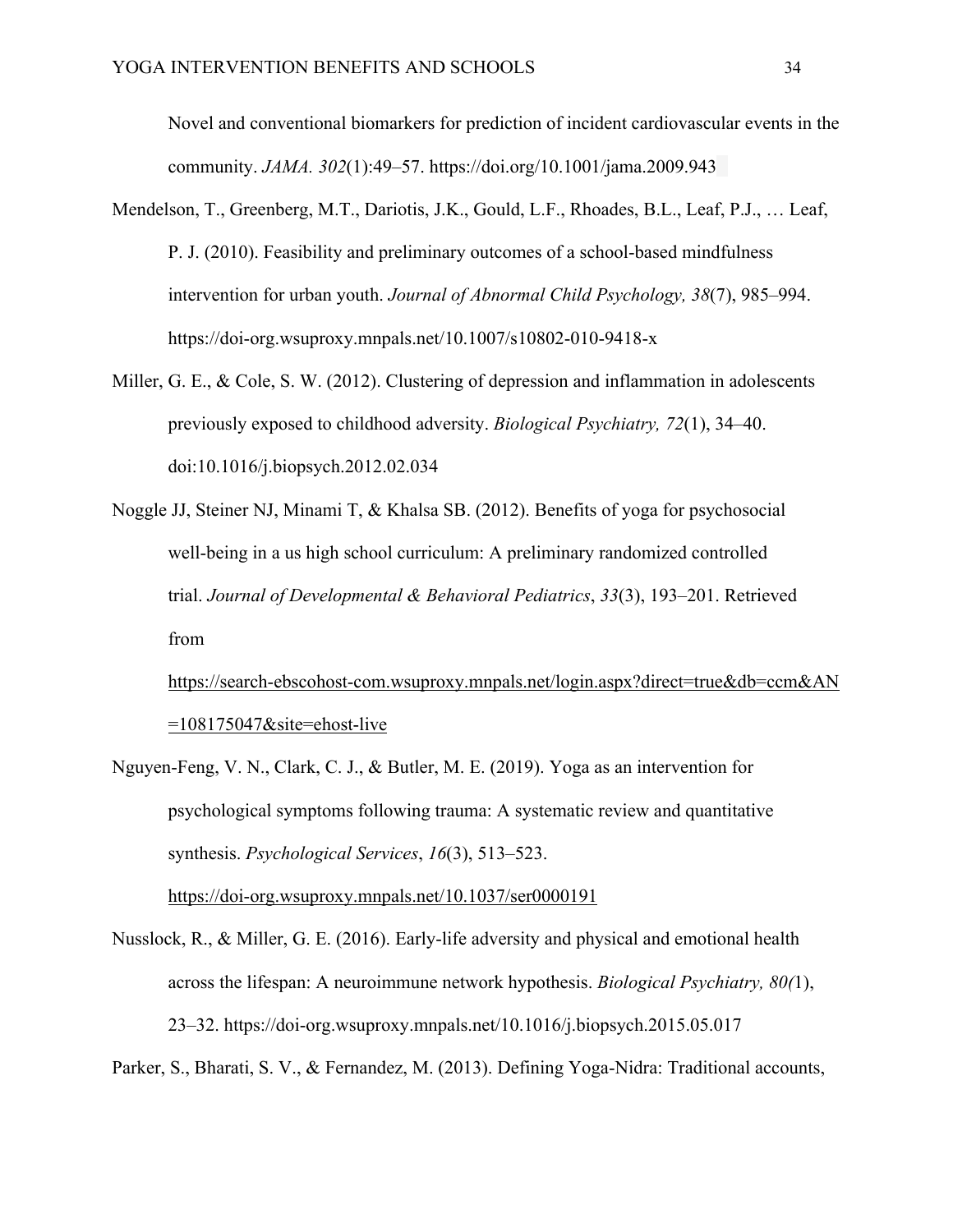Novel and conventional biomarkers for prediction of incident cardiovascular events in the community. *JAMA. 302*(1):49–57. https://doi.org/10.1001/jama.2009.943

Mendelson, T., Greenberg, M.T., Dariotis, J.K., Gould, L.F., Rhoades, B.L., Leaf, P.J., … Leaf, P. J. (2010). Feasibility and preliminary outcomes of a school-based mindfulness intervention for urban youth. *Journal of Abnormal Child Psychology, 38*(7), 985–994. https://doi-org.wsuproxy.mnpals.net/10.1007/s10802-010-9418-x

Miller, G. E., & Cole, S. W. (2012). Clustering of depression and inflammation in adolescents previously exposed to childhood adversity. *Biological Psychiatry, 72*(1), 34–40. doi:10.1016/j.biopsych.2012.02.034

Noggle JJ, Steiner NJ, Minami T, & Khalsa SB. (2012). Benefits of yoga for psychosocial well-being in a us high school curriculum: A preliminary randomized controlled trial. *Journal of Developmental & Behavioral Pediatrics*, *33*(3), 193–201. Retrieved from https://search-ebscohost-com.wsuproxy.mnpals.net/login.aspx?direct=true&db=ccm&AN=108175047&site=ehost-live

Nguyen-Feng, V. N., Clark, C. J., & Butler, M. E. (2019). Yoga as an intervention for psychological symptoms following trauma: A systematic review and quantitative synthesis. *Psychological Services*, *16*(3), 513–523. https://doi-org.wsuproxy.mnpals.net/10.1037/ser0000191

Nusslock, R., & Miller, G. E. (2016). Early-life adversity and physical and emotional health across the lifespan: A neuroimmune network hypothesis. *Biological Psychiatry, 80(*1), 23–32. https://doi-org.wsuproxy.mnpals.net/10.1016/j.biopsych.2015.05.017

Parker, S., Bharati, S. V., & Fernandez, M. (2013). Defining Yoga-Nidra: Traditional accounts,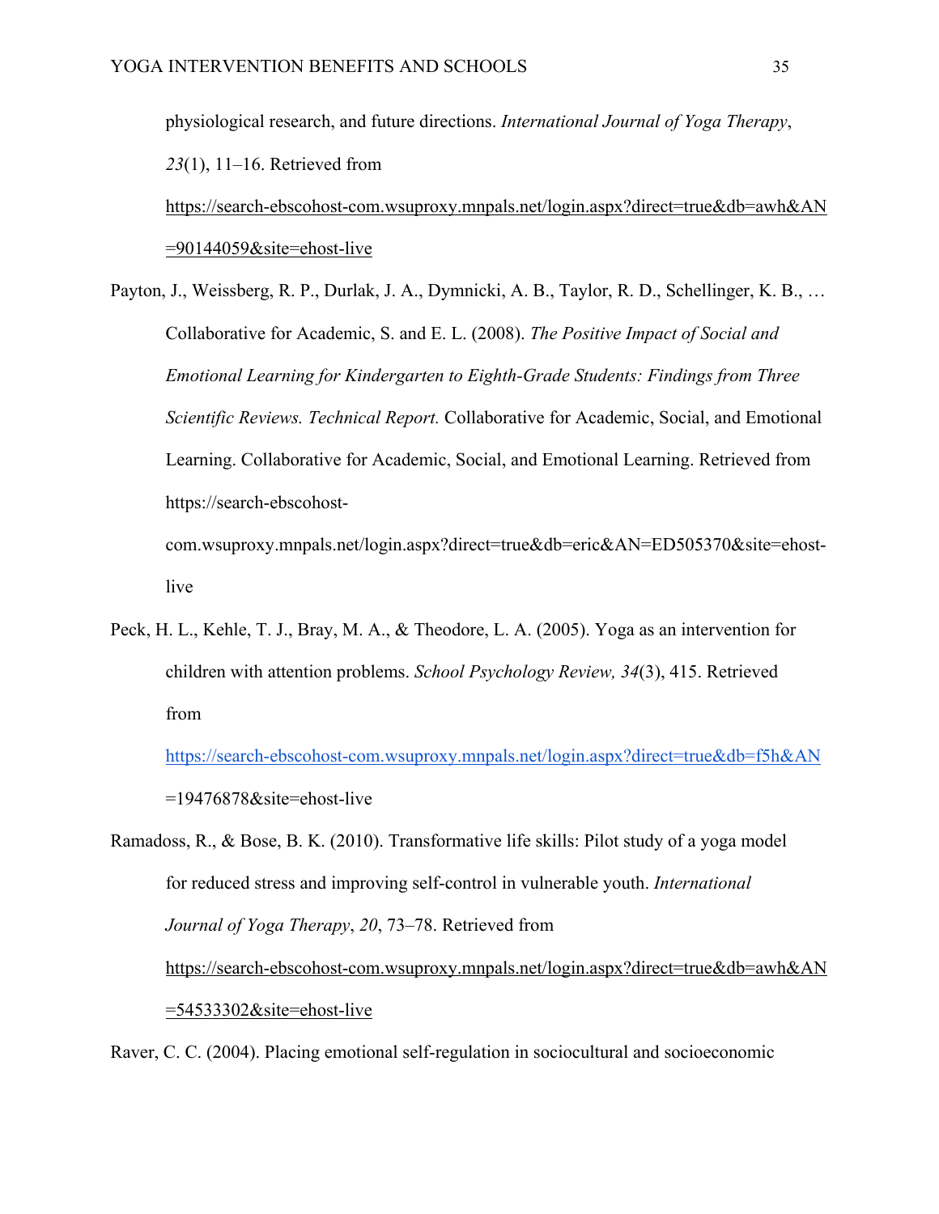physiological research, and future directions. *International Journal of Yoga Therapy*, *23*(1), 11–16. Retrieved from https://search-ebscohost-com.wsuproxy.mnpals.net/login.aspx?direct=true&db=awh&AN=90144059&site=ehost-live

Payton, J., Weissberg, R. P., Durlak, J. A., Dymnicki, A. B., Taylor, R. D., Schellinger, K. B., … Collaborative for Academic, S. and E. L. (2008). *The Positive Impact of Social and Emotional Learning for Kindergarten to Eighth-Grade Students: Findings from Three Scientific Reviews. Technical Report.* Collaborative for Academic, Social, and Emotional Learning. Collaborative for Academic, Social, and Emotional Learning. Retrieved from https://search-ebscohost-com.wsuproxy.mnpals.net/login.aspx?direct=true&db=eric&AN=ED505370&site=ehost-live

Peck, H. L., Kehle, T. J., Bray, M. A., & Theodore, L. A. (2005). Yoga as an intervention for children with attention problems. *School Psychology Review, 34*(3), 415. Retrieved from https://search-ebscohost-com.wsuproxy.mnpals.net/login.aspx?direct=true&db=f5h&AN=19476878&site=ehost-live

Ramadoss, R., & Bose, B. K. (2010). Transformative life skills: Pilot study of a yoga model for reduced stress and improving self-control in vulnerable youth. *International Journal of Yoga Therapy*, *20*, 73–78. Retrieved from https://search-ebscohost-com.wsuproxy.mnpals.net/login.aspx?direct=true&db=awh&AN=54533302&site=ehost-live

Raver, C. C. (2004). Placing emotional self-regulation in sociocultural and socioeconomic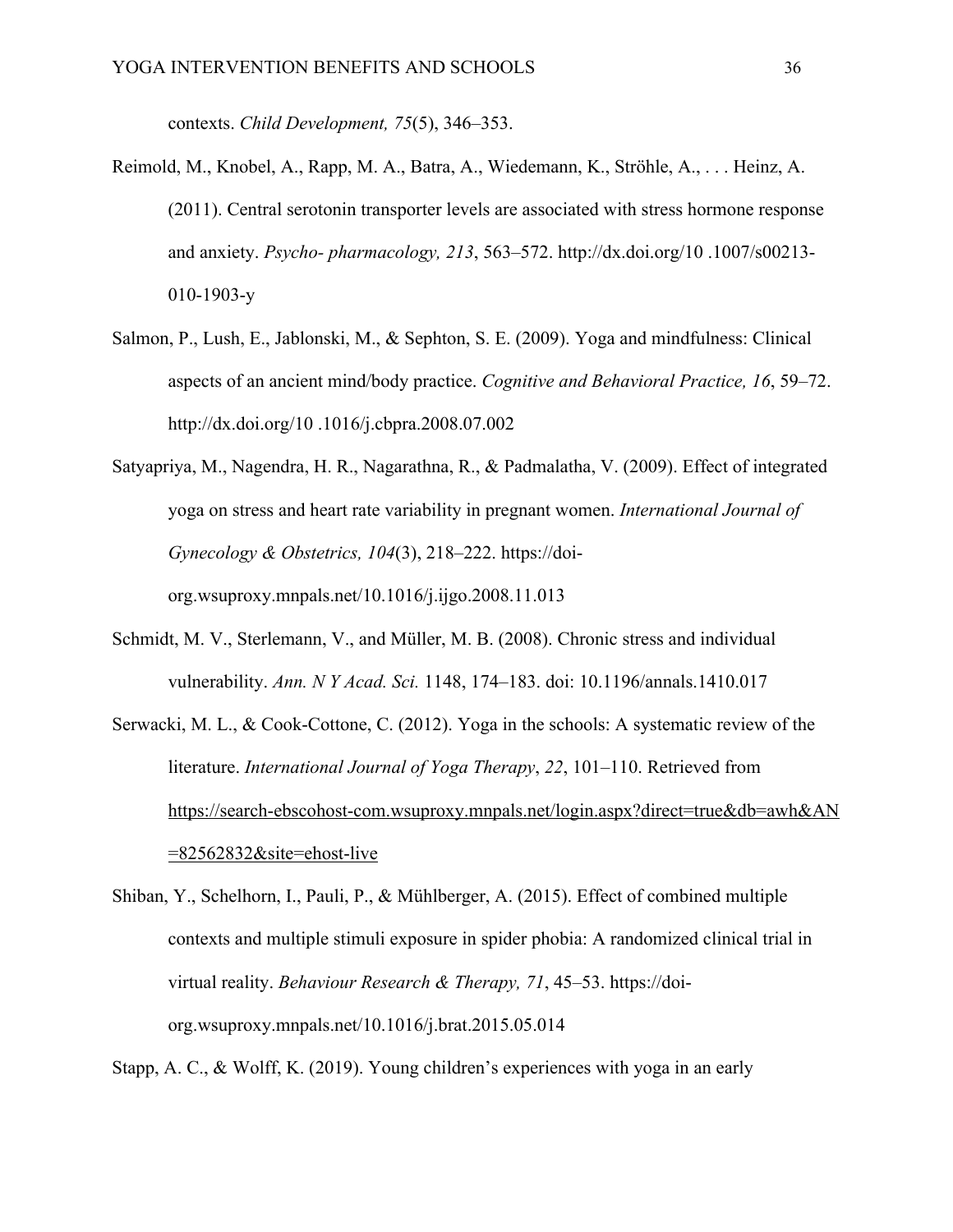contexts. *Child Development, 75*(5), 346–353.

Reimold, M., Knobel, A., Rapp, M. A., Batra, A., Wiedemann, K., Ströhle, A., . . . Heinz, A. (2011). Central serotonin transporter levels are associated with stress hormone response and anxiety. *Psycho- pharmacology, 213*, 563–572. http://dx.doi.org/10 .1007/s00213-010-1903-y

Salmon, P., Lush, E., Jablonski, M., & Sephton, S. E. (2009). Yoga and mindfulness: Clinical aspects of an ancient mind/body practice. *Cognitive and Behavioral Practice, 16*, 59–72. http://dx.doi.org/10 .1016/j.cbpra.2008.07.002

Satyapriya, M., Nagendra, H. R., Nagarathna, R., & Padmalatha, V. (2009). Effect of integrated yoga on stress and heart rate variability in pregnant women. *International Journal of Gynecology & Obstetrics, 104*(3), 218–222. https://doi-org.wsuproxy.mnpals.net/10.1016/j.ijgo.2008.11.013

Schmidt, M. V., Sterlemann, V., and Müller, M. B. (2008). Chronic stress and individual vulnerability. *Ann. N Y Acad. Sci.* 1148, 174–183. doi: 10.1196/annals.1410.017

Serwacki, M. L., & Cook-Cottone, C. (2012). Yoga in the schools: A systematic review of the literature. *International Journal of Yoga Therapy*, *22*, 101–110. Retrieved from https://search-ebscohost-com.wsuproxy.mnpals.net/login.aspx?direct=true&db=awh&AN=82562832&site=ehost-live

Shiban, Y., Schelhorn, I., Pauli, P., & Mühlberger, A. (2015). Effect of combined multiple contexts and multiple stimuli exposure in spider phobia: A randomized clinical trial in virtual reality. *Behaviour Research & Therapy, 71*, 45–53. https://doi-org.wsuproxy.mnpals.net/10.1016/j.brat.2015.05.014

Stapp, A. C., & Wolff, K. (2019). Young children's experiences with yoga in an early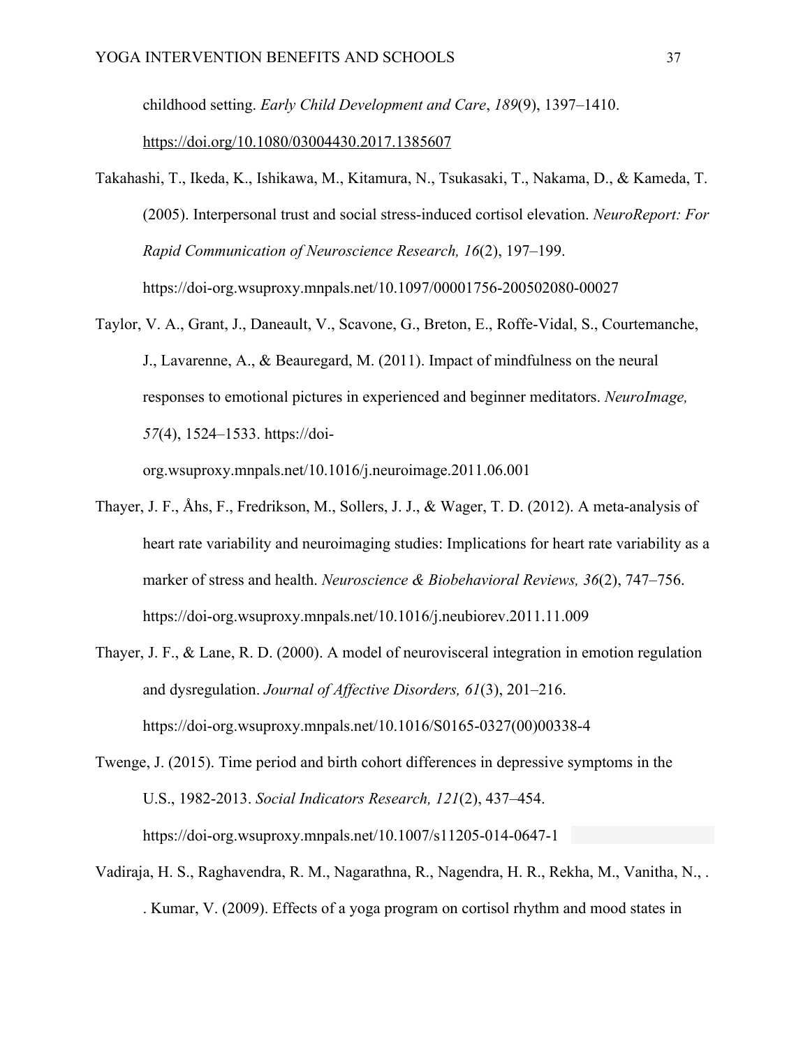childhood setting. *Early Child Development and Care*, *189*(9), 1397–1410. https://doi.org/10.1080/03004430.2017.1385607

Takahashi, T., Ikeda, K., Ishikawa, M., Kitamura, N., Tsukasaki, T., Nakama, D., & Kameda, T. (2005). Interpersonal trust and social stress-induced cortisol elevation. *NeuroReport: For Rapid Communication of Neuroscience Research, 16*(2), 197–199. https://doi-org.wsuproxy.mnpals.net/10.1097/00001756-200502080-00027

Taylor, V. A., Grant, J., Daneault, V., Scavone, G., Breton, E., Roffe-Vidal, S., Courtemanche, J., Lavarenne, A., & Beauregard, M. (2011). Impact of mindfulness on the neural responses to emotional pictures in experienced and beginner meditators. *NeuroImage, 57*(4), 1524–1533. https://doi-org.wsuproxy.mnpals.net/10.1016/j.neuroimage.2011.06.001

Thayer, J. F., Åhs, F., Fredrikson, M., Sollers, J. J., & Wager, T. D. (2012). A meta-analysis of heart rate variability and neuroimaging studies: Implications for heart rate variability as a marker of stress and health. *Neuroscience & Biobehavioral Reviews, 36*(2), 747–756. https://doi-org.wsuproxy.mnpals.net/10.1016/j.neubiorev.2011.11.009

Thayer, J. F., & Lane, R. D. (2000). A model of neurovisceral integration in emotion regulation and dysregulation. *Journal of Affective Disorders, 61*(3), 201–216. https://doi-org.wsuproxy.mnpals.net/10.1016/S0165-0327(00)00338-4

Twenge, J. (2015). Time period and birth cohort differences in depressive symptoms in the U.S., 1982-2013. *Social Indicators Research, 121*(2), 437–454. https://doi-org.wsuproxy.mnpals.net/10.1007/s11205-014-0647-1

Vadiraja, H. S., Raghavendra, R. M., Nagarathna, R., Nagendra, H. R., Rekha, M., Vanitha, N., . . Kumar, V. (2009). Effects of a yoga program on cortisol rhythm and mood states in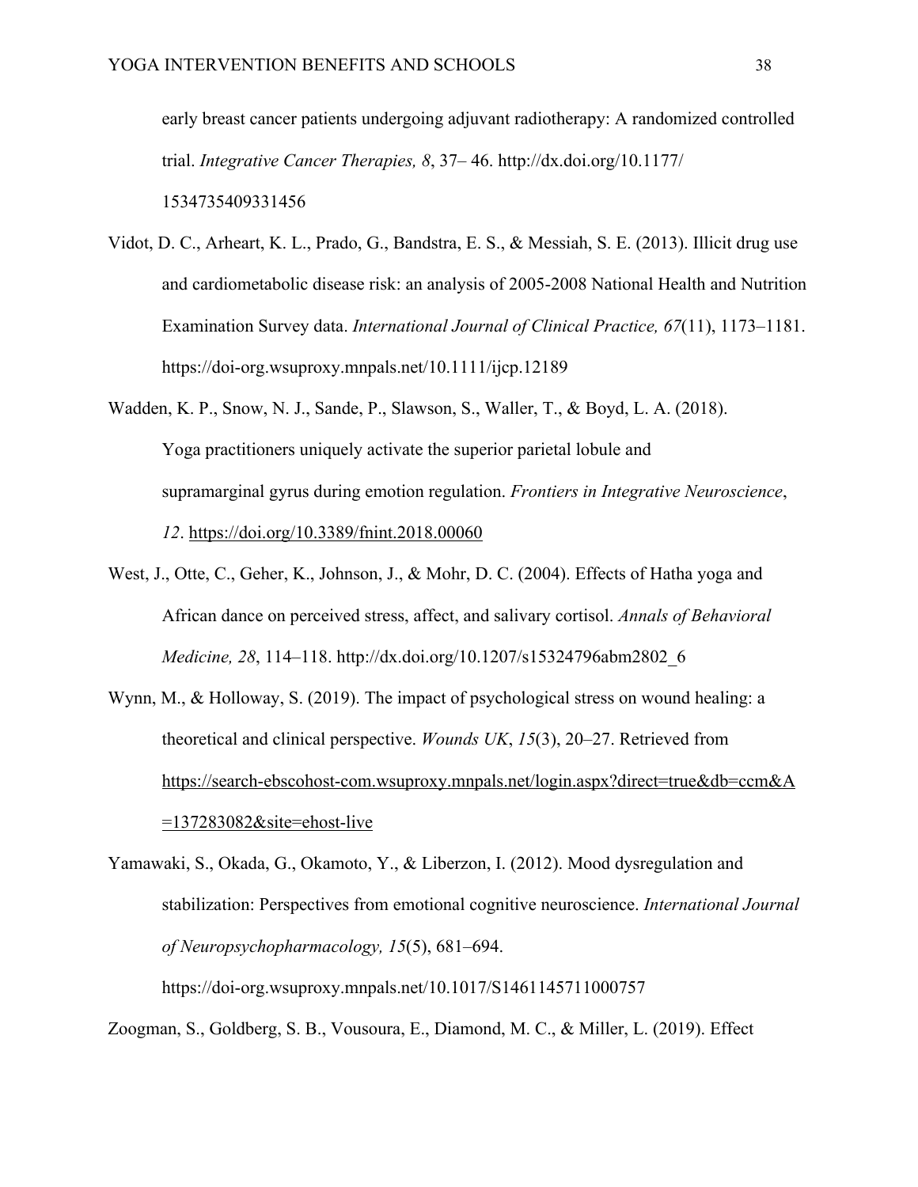early breast cancer patients undergoing adjuvant radiotherapy: A randomized controlled trial. *Integrative Cancer Therapies, 8*, 37– 46. http://dx.doi.org/10.1177/1534735409331456

Vidot, D. C., Arheart, K. L., Prado, G., Bandstra, E. S., & Messiah, S. E. (2013). Illicit drug use and cardiometabolic disease risk: an analysis of 2005-2008 National Health and Nutrition Examination Survey data. *International Journal of Clinical Practice, 67*(11), 1173–1181. https://doi-org.wsuproxy.mnpals.net/10.1111/ijcp.12189

Wadden, K. P., Snow, N. J., Sande, P., Slawson, S., Waller, T., & Boyd, L. A. (2018). Yoga practitioners uniquely activate the superior parietal lobule and supramarginal gyrus during emotion regulation. *Frontiers in Integrative Neuroscience*, *12*. https://doi.org/10.3389/fnint.2018.00060

West, J., Otte, C., Geher, K., Johnson, J., & Mohr, D. C. (2004). Effects of Hatha yoga and African dance on perceived stress, affect, and salivary cortisol. *Annals of Behavioral Medicine, 28*, 114–118. http://dx.doi.org/10.1207/s15324796abm2802_6

Wynn, M., & Holloway, S. (2019). The impact of psychological stress on wound healing: a theoretical and clinical perspective. *Wounds UK*, *15*(3), 20–27. Retrieved from https://search-ebscohost-com.wsuproxy.mnpals.net/login.aspx?direct=true&db=ccm&AN=137283082&site=ehost-live

Yamawaki, S., Okada, G., Okamoto, Y., & Liberzon, I. (2012). Mood dysregulation and stabilization: Perspectives from emotional cognitive neuroscience. *International Journal of Neuropsychopharmacology, 15*(5), 681–694. https://doi-org.wsuproxy.mnpals.net/10.1017/S1461145711000757

Zoogman, S., Goldberg, S. B., Vousoura, E., Diamond, M. C., & Miller, L. (2019). Effect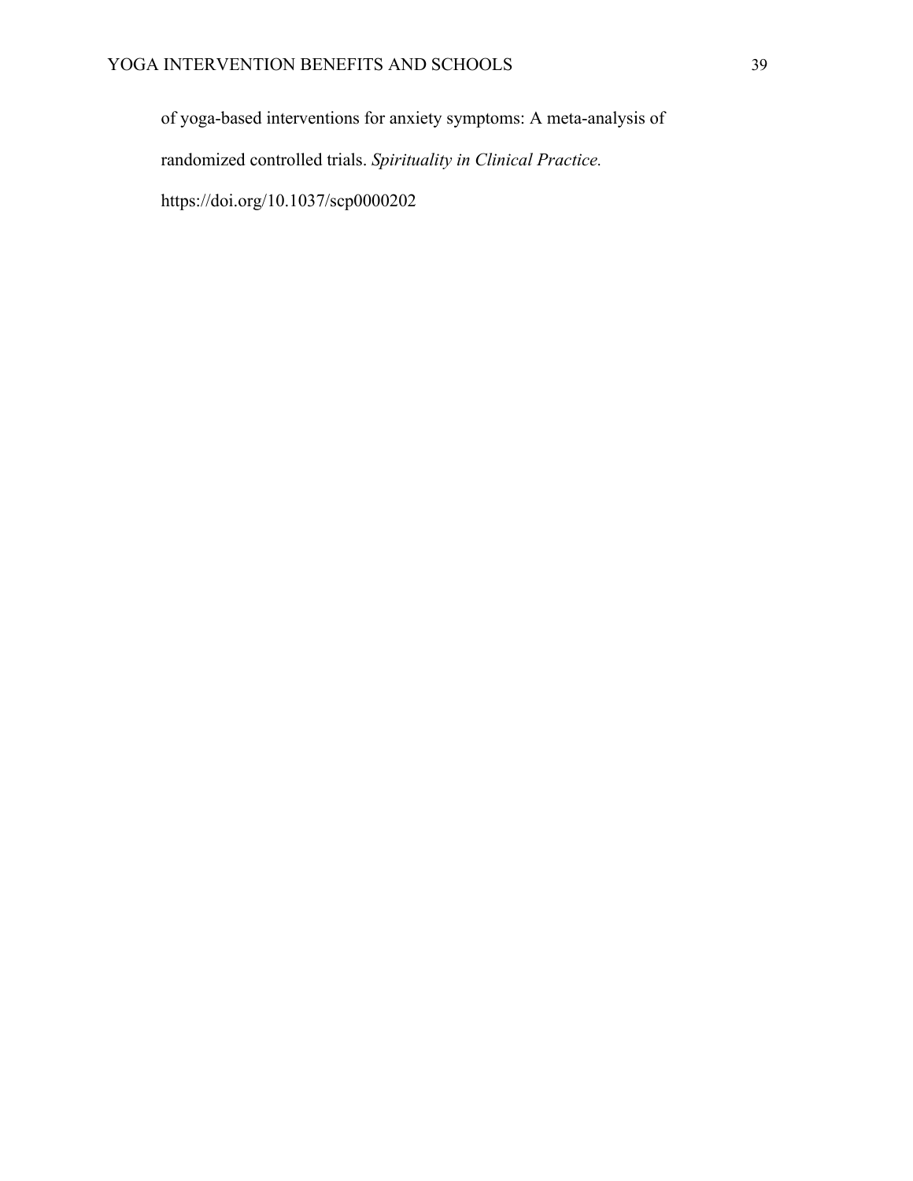of yoga-based interventions for anxiety symptoms: A meta-analysis of randomized controlled trials. *Spirituality in Clinical Practice.* https://doi.org/10.1037/scp0000202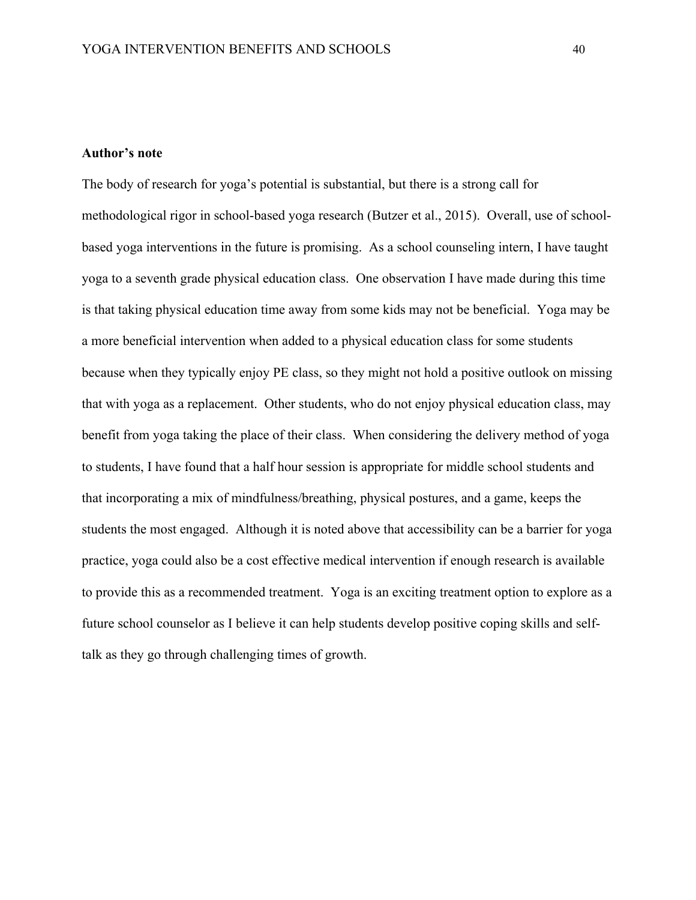**Author's note**

The body of research for yoga's potential is substantial, but there is a strong call for methodological rigor in school-based yoga research (Butzer et al., 2015). Overall, use of school-based yoga interventions in the future is promising. As a school counseling intern, I have taught yoga to a seventh grade physical education class. One observation I have made during this time is that taking physical education time away from some kids may not be beneficial. Yoga may be a more beneficial intervention when added to a physical education class for some students because when they typically enjoy PE class, so they might not hold a positive outlook on missing that with yoga as a replacement. Other students, who do not enjoy physical education class, may benefit from yoga taking the place of their class. When considering the delivery method of yoga to students, I have found that a half hour session is appropriate for middle school students and that incorporating a mix of mindfulness/breathing, physical postures, and a game, keeps the students the most engaged. Although it is noted above that accessibility can be a barrier for yoga practice, yoga could also be a cost effective medical intervention if enough research is available to provide this as a recommended treatment. Yoga is an exciting treatment option to explore as a future school counselor as I believe it can help students develop positive coping skills and self-talk as they go through challenging times of growth.